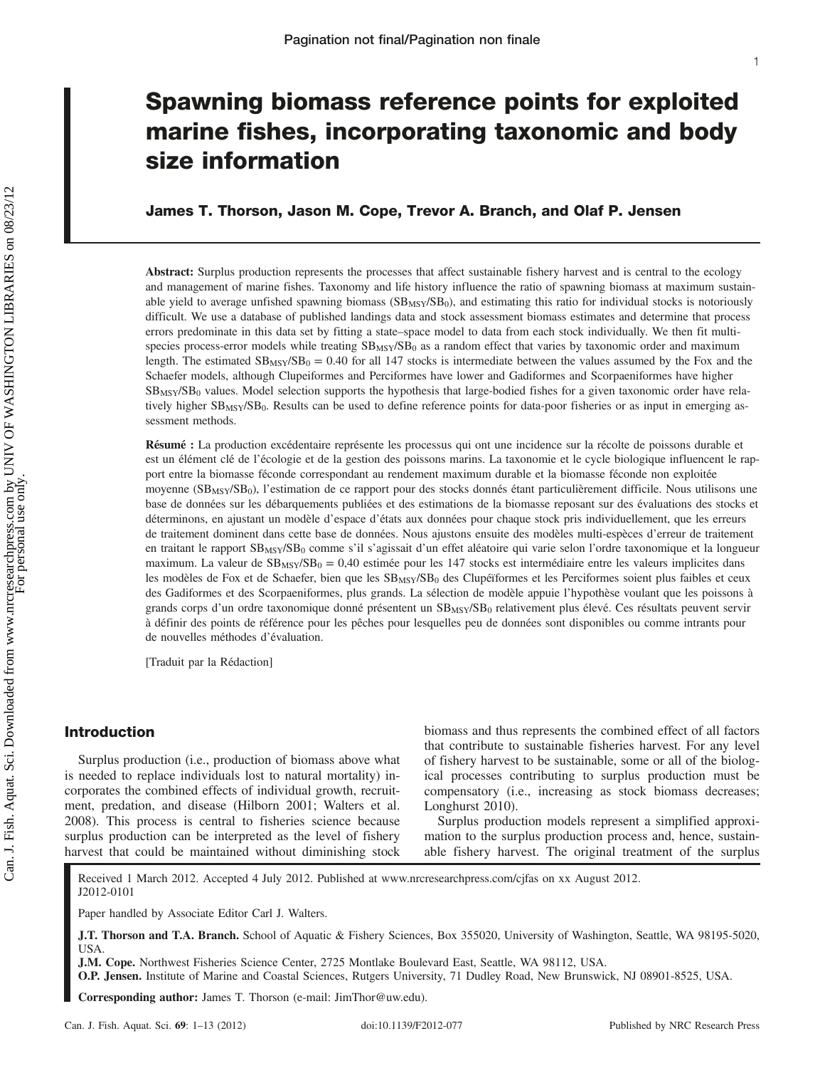# Spawning biomass reference points for exploited marine fishes, incorporating taxonomic and body size information

**James T. Thorson, Jason M. Cope, Trevor A. Branch, and Olaf P. Jensen**

**Abstract:** Surplus production represents the processes that affect sustainable fishery harvest and is central to the ecology and management of marine fishes. Taxonomy and life history influence the ratio of spawning biomass at maximum sustainable yield to average unfished spawning biomass ($SB_{MSY}/SB_0$), and estimating this ratio for individual stocks is notoriously difficult. We use a database of published landings data and stock assessment biomass estimates and determine that process errors predominate in this data set by fitting a state–space model to data from each stock individually. We then fit multispecies process-error models while treating $SB_{MSY}/SB_0$ as a random effect that varies by taxonomic order and maximum length. The estimated $SB_{MSY}/SB_0 = 0.40$ for all 147 stocks is intermediate between the values assumed by the Fox and the Schaefer models, although Clupeiformes and Perciformes have lower and Gadiformes and Scorpaeniformes have higher $SB_{MSY}/SB_0$ values. Model selection supports the hypothesis that large-bodied fishes for a given taxonomic order have relatively higher $SB_{MSY}/SB_0$. Results can be used to define reference points for data-poor fisheries or as input in emerging assessment methods.

**Résumé :** La production excédentaire représente les processus qui ont une incidence sur la récolte de poissons durable et est un élément clé de l'écologie et de la gestion des poissons marins. La taxonomie et le cycle biologique influencent le rapport entre la biomasse féconde correspondant au rendement maximum durable et la biomasse féconde non exploitée moyenne ($SB_{MSY}/SB_0$), l'estimation de ce rapport pour des stocks donnés étant particulièrement difficile. Nous utilisons une base de données sur les débarquements publiées et des estimations de la biomasse reposant sur des évaluations des stocks et déterminons, en ajustant un modèle d'espace d'états aux données pour chaque stock pris individuellement, que les erreurs de traitement dominent dans cette base de données. Nous ajustons ensuite des modèles multi-espèces d'erreur de traitement en traitant le rapport $SB_{MSY}/SB_0$ comme s'il s'agissait d'un effet aléatoire qui varie selon l'ordre taxonomique et la longueur maximum. La valeur de $SB_{MSY}/SB_0 = 0{,}40$ estimée pour les 147 stocks est intermédiaire entre les valeurs implicites dans les modèles de Fox et de Schaefer, bien que les $SB_{MSY}/SB_0$ des Clupéiformes et les Perciformes soient plus faibles et ceux des Gadiformes et des Scorpaeniformes, plus grands. La sélection de modèle appuie l'hypothèse voulant que les poissons à grands corps d'un ordre taxonomique donné présentent un $SB_{MSY}/SB_0$ relativement plus élevé. Ces résultats peuvent servir à définir des points de référence pour les pêches pour lesquelles peu de données sont disponibles ou comme intrants pour de nouvelles méthodes d'évaluation.

[Traduit par la Rédaction]

## Introduction

Surplus production (i.e., production of biomass above what is needed to replace individuals lost to natural mortality) incorporates the combined effects of individual growth, recruitment, predation, and disease (Hilborn 2001; Walters et al. 2008). This process is central to fisheries science because surplus production can be interpreted as the level of fishery harvest that could be maintained without diminishing stock biomass and thus represents the combined effect of all factors that contribute to sustainable fisheries harvest. For any level of fishery harvest to be sustainable, some or all of the biological processes contributing to surplus production must be compensatory (i.e., increasing as stock biomass decreases; Longhurst 2010).

Surplus production models represent a simplified approximation to the surplus production process and, hence, sustainable fishery harvest. The original treatment of the surplus

Received 1 March 2012. Accepted 4 July 2012. Published at www.nrcresearchpress.com/cjfas on xx August 2012. J2012-0101

Paper handled by Associate Editor Carl J. Walters.

**J.T. Thorson and T.A. Branch.** School of Aquatic & Fishery Sciences, Box 355020, University of Washington, Seattle, WA 98195-5020, USA.

**J.M. Cope.** Northwest Fisheries Science Center, 2725 Montlake Boulevard East, Seattle, WA 98112, USA.

**O.P. Jensen.** Institute of Marine and Coastal Sciences, Rutgers University, 71 Dudley Road, New Brunswick, NJ 08901-8525, USA.

**Corresponding author:** James T. Thorson (e-mail: JimThor@uw.edu).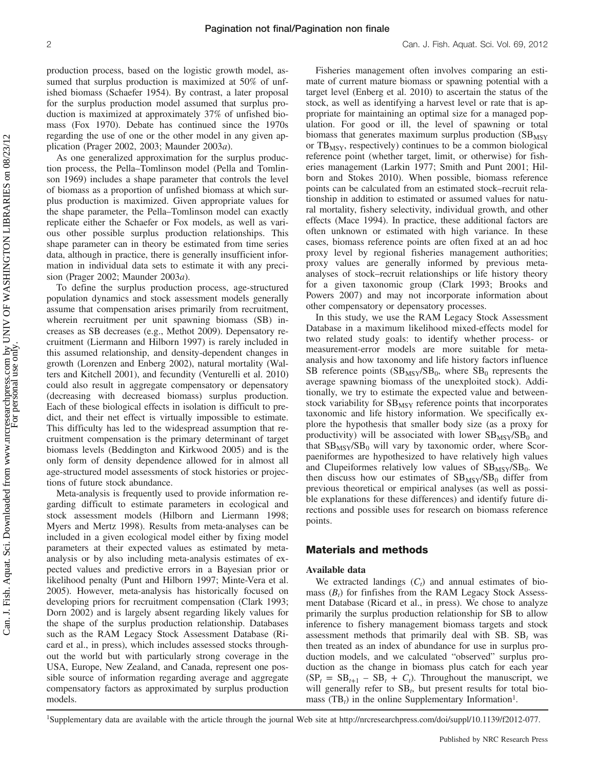production process, based on the logistic growth model, assumed that surplus production is maximized at 50% of unfished biomass (Schaefer 1954). By contrast, a later proposal for the surplus production model assumed that surplus production is maximized at approximately 37% of unfished biomass (Fox 1970). Debate has continued since the 1970s regarding the use of one or the other model in any given application (Prager 2002, 2003; Maunder 2003*a*).

As one generalized approximation for the surplus production process, the Pella–Tomlinson model (Pella and Tomlinson 1969) includes a shape parameter that controls the level of biomass as a proportion of unfished biomass at which surplus production is maximized. Given appropriate values for the shape parameter, the Pella–Tomlinson model can exactly replicate either the Schaefer or Fox models, as well as various other possible surplus production relationships. This shape parameter can in theory be estimated from time series data, although in practice, there is generally insufficient information in individual data sets to estimate it with any precision (Prager 2002; Maunder 2003*a*).

To define the surplus production process, age-structured population dynamics and stock assessment models generally assume that compensation arises primarily from recruitment, wherein recruitment per unit spawning biomass (SB) increases as SB decreases (e.g., Methot 2009). Depensatory recruitment (Liermann and Hilborn 1997) is rarely included in this assumed relationship, and density-dependent changes in growth (Lorenzen and Enberg 2002), natural mortality (Walters and Kitchell 2001), and fecundity (Venturelli et al. 2010) could also result in aggregate compensatory or depensatory (decreasing with decreased biomass) surplus production. Each of these biological effects in isolation is difficult to predict, and their net effect is virtually impossible to estimate. This difficulty has led to the widespread assumption that recruitment compensation is the primary determinant of target biomass levels (Beddington and Kirkwood 2005) and is the only form of density dependence allowed for in almost all age-structured model assessments of stock histories or projections of future stock abundance.

Meta-analysis is frequently used to provide information regarding difficult to estimate parameters in ecological and stock assessment models (Hilborn and Liermann 1998; Myers and Mertz 1998). Results from meta-analyses can be included in a given ecological model either by fixing model parameters at their expected values as estimated by meta-analysis or by also including meta-analysis estimates of expected values and predictive errors in a Bayesian prior or likelihood penalty (Punt and Hilborn 1997; Minte-Vera et al. 2005). However, meta-analysis has historically focused on developing priors for recruitment compensation (Clark 1993; Dorn 2002) and is largely absent regarding likely values for the shape of the surplus production relationship. Databases such as the RAM Legacy Stock Assessment Database (Ricard et al., in press), which includes assessed stocks throughout the world but with particularly strong coverage in the USA, Europe, New Zealand, and Canada, represent one possible source of information regarding average and aggregate compensatory factors as approximated by surplus production models.

Fisheries management often involves comparing an estimate of current mature biomass or spawning potential with a target level (Enberg et al. 2010) to ascertain the status of the stock, as well as identifying a harvest level or rate that is appropriate for maintaining an optimal size for a managed population. For good or ill, the level of spawning or total biomass that generates maximum surplus production ($SB_{MSY}$ or $TB_{MSY}$, respectively) continues to be a common biological reference point (whether target, limit, or otherwise) for fisheries management (Larkin 1977; Smith and Punt 2001; Hilborn and Stokes 2010). When possible, biomass reference points can be calculated from an estimated stock–recruit relationship in addition to estimated or assumed values for natural mortality, fishery selectivity, individual growth, and other effects (Mace 1994). In practice, these additional factors are often unknown or estimated with high variance. In these cases, biomass reference points are often fixed at an ad hoc proxy level by regional fisheries management authorities; proxy values are generally informed by previous meta-analyses of stock–recruit relationships or life history theory for a given taxonomic group (Clark 1993; Brooks and Powers 2007) and may not incorporate information about other compensatory or depensatory processes.

In this study, we use the RAM Legacy Stock Assessment Database in a maximum likelihood mixed-effects model for two related study goals: to identify whether process- or measurement-error models are more suitable for meta-analysis and how taxonomy and life history factors influence SB reference points ($SB_{MSY}/SB_0$, where $SB_0$ represents the average spawning biomass of the unexploited stock). Additionally, we try to estimate the expected value and between-stock variability for $SB_{MSY}$ reference points that incorporates taxonomic and life history information. We specifically explore the hypothesis that smaller body size (as a proxy for productivity) will be associated with lower $SB_{MSY}/SB_0$ and that $SB_{MSY}/SB_0$ will vary by taxonomic order, where Scorpaeniformes are hypothesized to have relatively high values and Clupeiformes relatively low values of $SB_{MSY}/SB_0$. We then discuss how our estimates of $SB_{MSY}/SB_0$ differ from previous theoretical or empirical analyses (as well as possible explanations for these differences) and identify future directions and possible uses for research on biomass reference points.

## Materials and methods

### Available data

We extracted landings ($C_t$) and annual estimates of biomass ($B_t$) for finfishes from the RAM Legacy Stock Assessment Database (Ricard et al., in press). We chose to analyze primarily the surplus production relationship for SB to allow inference to fishery management biomass targets and stock assessment methods that primarily deal with SB. $SB_t$ was then treated as an index of abundance for use in surplus production models, and we calculated "observed" surplus production as the change in biomass plus catch for each year ($SP_t = SB_{t+1} - SB_t + C_t$). Throughout the manuscript, we will generally refer to $SB_t$, but present results for total biomass ($TB_t$) in the online Supplementary Information[1].

[1]Supplementary data are available with the article through the journal Web site at http://nrcresearchpress.com/doi/suppl/10.1139/f2012-077.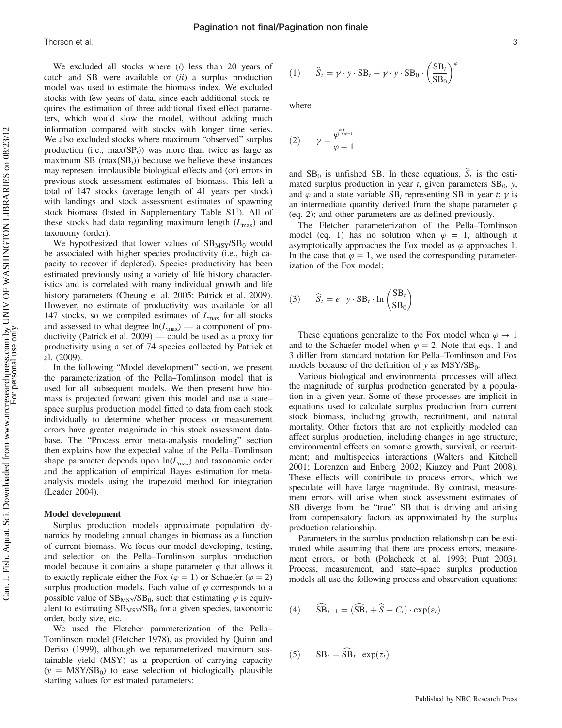We excluded all stocks where (*i*) less than 20 years of catch and SB were available or (*ii*) a surplus production model was used to estimate the biomass index. We excluded stocks with few years of data, since each additional stock requires the estimation of three additional fixed effect parameters, which would slow the model, without adding much information compared with stocks with longer time series. We also excluded stocks where maximum "observed" surplus production (i.e., $\max(\mathrm{SP}_t)$) was more than twice as large as maximum SB ($\max(\mathrm{SB}_t)$) because we believe these instances may represent implausible biological effects and (or) errors in previous stock assessment estimates of biomass. This left a total of 147 stocks (average length of 41 years per stock) with landings and stock assessment estimates of spawning stock biomass (listed in Supplementary Table S1[1]). All of these stocks had data regarding maximum length ($L_{\max}$) and taxonomy (order).

We hypothesized that lower values of $\mathrm{SB}_{\mathrm{MSY}}/\mathrm{SB}_0$ would be associated with higher species productivity (i.e., high capacity to recover if depleted). Species productivity has been estimated previously using a variety of life history characteristics and is correlated with many individual growth and life history parameters (Cheung et al. 2005; Patrick et al. 2009). However, no estimate of productivity was available for all 147 stocks, so we compiled estimates of $L_{\max}$ for all stocks and assessed to what degree $\ln(L_{\max})$ — a component of productivity (Patrick et al. 2009) — could be used as a proxy for productivity using a set of 74 species collected by Patrick et al. (2009).

In the following "Model development" section, we present the parameterization of the Pella–Tomlinson model that is used for all subsequent models. We then present how biomass is projected forward given this model and use a state–space surplus production model fitted to data from each stock individually to determine whether process or measurement errors have greater magnitude in this stock assessment database. The "Process error meta-analysis modeling" section then explains how the expected value of the Pella–Tomlinson shape parameter depends upon $\ln(L_{\max})$ and taxonomic order and the application of empirical Bayes estimation for meta-analysis models using the trapezoid method for integration (Leader 2004).

### Model development

Surplus production models approximate population dynamics by modeling annual changes in biomass as a function of current biomass. We focus our model developing, testing, and selection on the Pella–Tomlinson surplus production model because it contains a shape parameter $\varphi$ that allows it to exactly replicate either the Fox ($\varphi = 1$) or Schaefer ($\varphi = 2$) surplus production models. Each value of $\varphi$ corresponds to a possible value of $\mathrm{SB}_{\mathrm{MSY}}/\mathrm{SB}_0$, such that estimating $\varphi$ is equivalent to estimating $\mathrm{SB}_{\mathrm{MSY}}/\mathrm{SB}_0$ for a given species, taxonomic order, body size, etc.

We used the Fletcher parameterization of the Pella–Tomlinson model (Fletcher 1978), as provided by Quinn and Deriso (1999), although we reparameterized maximum sustainable yield (MSY) as a proportion of carrying capacity ($y = \mathrm{MSY}/\mathrm{SB}_0$) to ease selection of biologically plausible starting values for estimated parameters:

$$(1) \qquad \widehat{S}_t = \gamma \cdot y \cdot \mathrm{SB}_t - \gamma \cdot y \cdot \mathrm{SB}_0 \cdot \left(\frac{\mathrm{SB}_t}{\mathrm{SB}_0}\right)^{\varphi}$$

where

$$(2) \qquad \gamma = \frac{\varphi^{\varphi/_{\varphi-1}}}{\varphi - 1}$$

and $\mathrm{SB}_0$ is unfished SB. In these equations, $\widehat{S}_t$ is the estimated surplus production in year $t$, given parameters $\mathrm{SB}_0$, $y$, and $\varphi$ and a state variable $\mathrm{SB}_t$ representing SB in year $t$; $\gamma$ is an intermediate quantity derived from the shape parameter $\varphi$ (eq. 2); and other parameters are as defined previously.

The Fletcher parameterization of the Pella–Tomlinson model (eq. 1) has no solution when $\varphi = 1$, although it asymptotically approaches the Fox model as $\varphi$ approaches 1. In the case that $\varphi = 1$, we used the corresponding parameterization of the Fox model:

$$(3) \qquad \widehat{S}_t = e \cdot y \cdot \mathrm{SB}_t \cdot \ln\left(\frac{\mathrm{SB}_t}{\mathrm{SB}_0}\right)$$

These equations generalize to the Fox model when $\varphi \to 1$ and to the Schaefer model when $\varphi = 2$. Note that eqs. 1 and 3 differ from standard notation for Pella–Tomlinson and Fox models because of the definition of $y$ as $\mathrm{MSY}/\mathrm{SB}_0$.

Various biological and environmental processes will affect the magnitude of surplus production generated by a population in a given year. Some of these processes are implicit in equations used to calculate surplus production from current stock biomass, including growth, recruitment, and natural mortality. Other factors that are not explicitly modeled can affect surplus production, including changes in age structure; environmental effects on somatic growth, survival, or recruitment; and multispecies interactions (Walters and Kitchell 2001; Lorenzen and Enberg 2002; Kinzey and Punt 2008). These effects will contribute to process errors, which we speculate will have large magnitude. By contrast, measurement errors will arise when stock assessment estimates of SB diverge from the "true" SB that is driving and arising from compensatory factors as approximated by the surplus production relationship.

Parameters in the surplus production relationship can be estimated while assuming that there are process errors, measurement errors, or both (Polacheck et al. 1993; Punt 2003). Process, measurement, and state–space surplus production models all use the following process and observation equations:

$$(4) \qquad \widehat{\mathrm{SB}}_{t+1} = (\widehat{\mathrm{SB}}_t + \widehat{S} - C_t) \cdot \exp(\varepsilon_t)$$

$$(5) \qquad \mathrm{SB}_t = \widehat{\mathrm{SB}}_t \cdot \exp(\tau_t)$$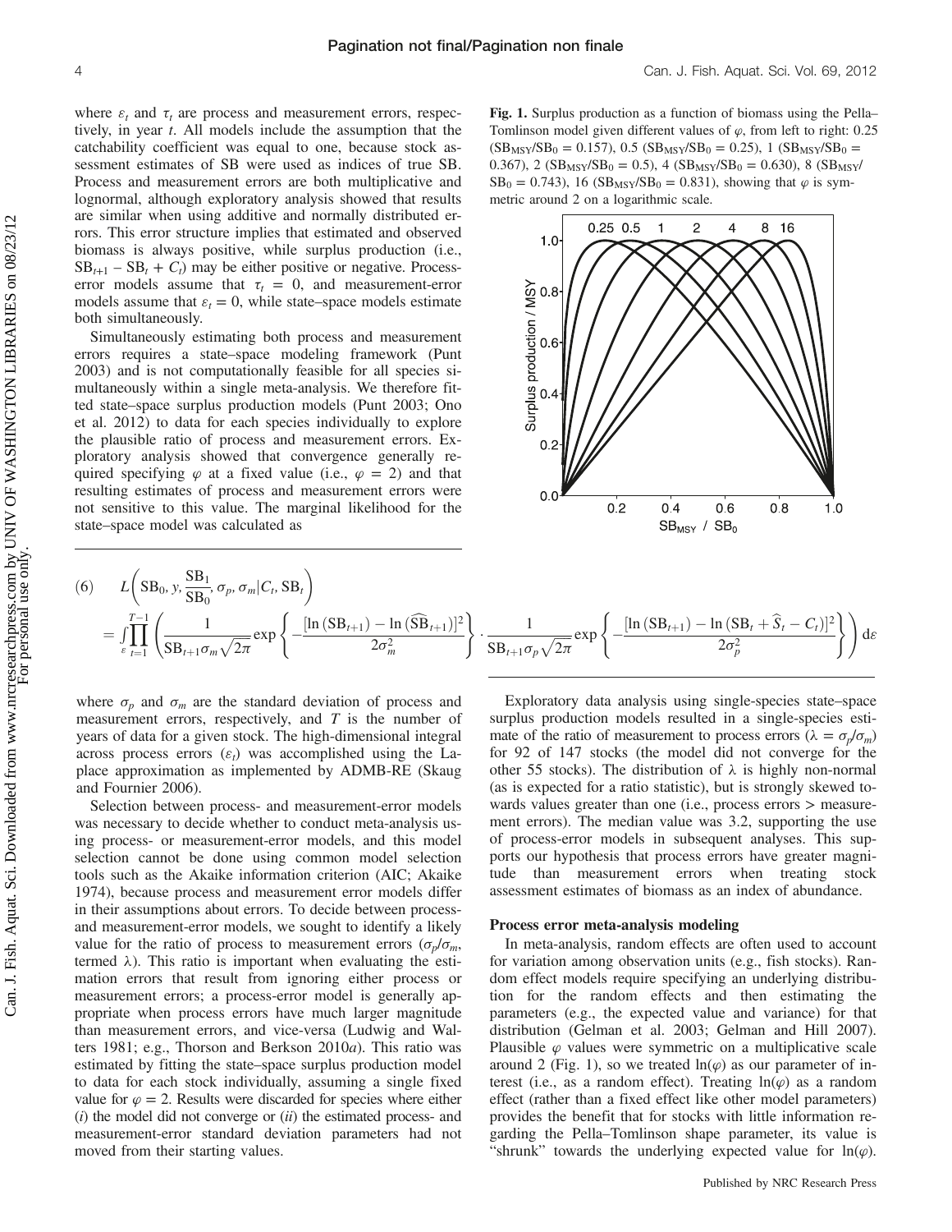where $\varepsilon_t$ and $\tau_t$ are process and measurement errors, respectively, in year $t$. All models include the assumption that the catchability coefficient was equal to one, because stock assessment estimates of SB were used as indices of true SB. Process and measurement errors are both multiplicative and lognormal, although exploratory analysis showed that results are similar when using additive and normally distributed errors. This error structure implies that estimated and observed biomass is always positive, while surplus production (i.e., $\mathrm{SB}_{t+1} - \mathrm{SB}_t + C_t$) may be either positive or negative. Process-error models assume that $\tau_t = 0$, and measurement-error models assume that $\varepsilon_t = 0$, while state–space models estimate both simultaneously.

Simultaneously estimating both process and measurement errors requires a state–space modeling framework (Punt 2003) and is not computationally feasible for all species simultaneously within a single meta-analysis. We therefore fitted state–space surplus production models (Punt 2003; Ono et al. 2012) to data for each species individually to explore the plausible ratio of process and measurement errors. Exploratory analysis showed that convergence generally required specifying $\varphi$ at a fixed value (i.e., $\varphi = 2$) and that resulting estimates of process and measurement errors were not sensitive to this value. The marginal likelihood for the state–space model was calculated as

**Fig. 1.** Surplus production as a function of biomass using the Pella–Tomlinson model given different values of $\varphi$, from left to right: 0.25 ($\mathrm{SB}_{\mathrm{MSY}}/\mathrm{SB}_0 = 0.157$), 0.5 ($\mathrm{SB}_{\mathrm{MSY}}/\mathrm{SB}_0 = 0.25$), 1 ($\mathrm{SB}_{\mathrm{MSY}}/\mathrm{SB}_0 = 0.367$), 2 ($\mathrm{SB}_{\mathrm{MSY}}/\mathrm{SB}_0 = 0.5$), 4 ($\mathrm{SB}_{\mathrm{MSY}}/\mathrm{SB}_0 = 0.630$), 8 ($\mathrm{SB}_{\mathrm{MSY}}/\mathrm{SB}_0 = 0.743$), 16 ($\mathrm{SB}_{\mathrm{MSY}}/\mathrm{SB}_0 = 0.831$), showing that $\varphi$ is symmetric around 2 on a logarithmic scale.

$$
(6) \quad L\left(\mathrm{SB}_0, y, \frac{\mathrm{SB}_1}{\mathrm{SB}_0}, \sigma_p, \sigma_m | C_t, \mathrm{SB}_t\right) = \int_{\varepsilon} \prod_{t=1}^{T-1} \left( \frac{1}{\mathrm{SB}_{t+1}\sigma_m\sqrt{2\pi}} \exp\left\{ -\frac{[\ln(\mathrm{SB}_{t+1}) - \ln(\widehat{\mathrm{SB}}_{t+1})]^2}{2\sigma_m^2} \right\} \cdot \frac{1}{\mathrm{SB}_{t+1}\sigma_p\sqrt{2\pi}} \exp\left\{ -\frac{[\ln(\mathrm{SB}_{t+1}) - \ln(\mathrm{SB}_t + \widehat{S}_t - C_t)]^2}{2\sigma_p^2} \right\} \right) \mathrm{d}\varepsilon
$$

where $\sigma_p$ and $\sigma_m$ are the standard deviation of process and measurement errors, respectively, and $T$ is the number of years of data for a given stock. The high-dimensional integral across process errors ($\varepsilon_t$) was accomplished using the Laplace approximation as implemented by ADMB-RE (Skaug and Fournier 2006).

Selection between process- and measurement-error models was necessary to decide whether to conduct meta-analysis using process- or measurement-error models, and this model selection cannot be done using common model selection tools such as the Akaike information criterion (AIC; Akaike 1974), because process and measurement error models differ in their assumptions about errors. To decide between process- and measurement-error models, we sought to identify a likely value for the ratio of process to measurement errors ($\sigma_p/\sigma_m$, termed $\lambda$). This ratio is important when evaluating the estimation errors that result from ignoring either process or measurement errors; a process-error model is generally appropriate when process errors have much larger magnitude than measurement errors, and vice-versa (Ludwig and Walters 1981; e.g., Thorson and Berkson 2010*a*). This ratio was estimated by fitting the state–space surplus production model to data for each stock individually, assuming a single fixed value for $\varphi = 2$. Results were discarded for species where either (*i*) the model did not converge or (*ii*) the estimated process- and measurement-error standard deviation parameters had not moved from their starting values.

Exploratory data analysis using single-species state–space surplus production models resulted in a single-species estimate of the ratio of measurement to process errors ($\lambda = \sigma_p/\sigma_m$) for 92 of 147 stocks (the model did not converge for the other 55 stocks). The distribution of $\lambda$ is highly non-normal (as is expected for a ratio statistic), but is strongly skewed towards values greater than one (i.e., process errors > measurement errors). The median value was 3.2, supporting the use of process-error models in subsequent analyses. This supports our hypothesis that process errors have greater magnitude than measurement errors when treating stock assessment estimates of biomass as an index of abundance.

### Process error meta-analysis modeling

In meta-analysis, random effects are often used to account for variation among observation units (e.g., fish stocks). Random effect models require specifying an underlying distribution for the random effects and then estimating the parameters (e.g., the expected value and variance) for that distribution (Gelman et al. 2003; Gelman and Hill 2007). Plausible $\varphi$ values were symmetric on a multiplicative scale around 2 (Fig. 1), so we treated $\ln(\varphi)$ as our parameter of interest (i.e., as a random effect). Treating $\ln(\varphi)$ as a random effect (rather than a fixed effect like other model parameters) provides the benefit that for stocks with little information regarding the Pella–Tomlinson shape parameter, its value is "shrunk" towards the underlying expected value for $\ln(\varphi)$.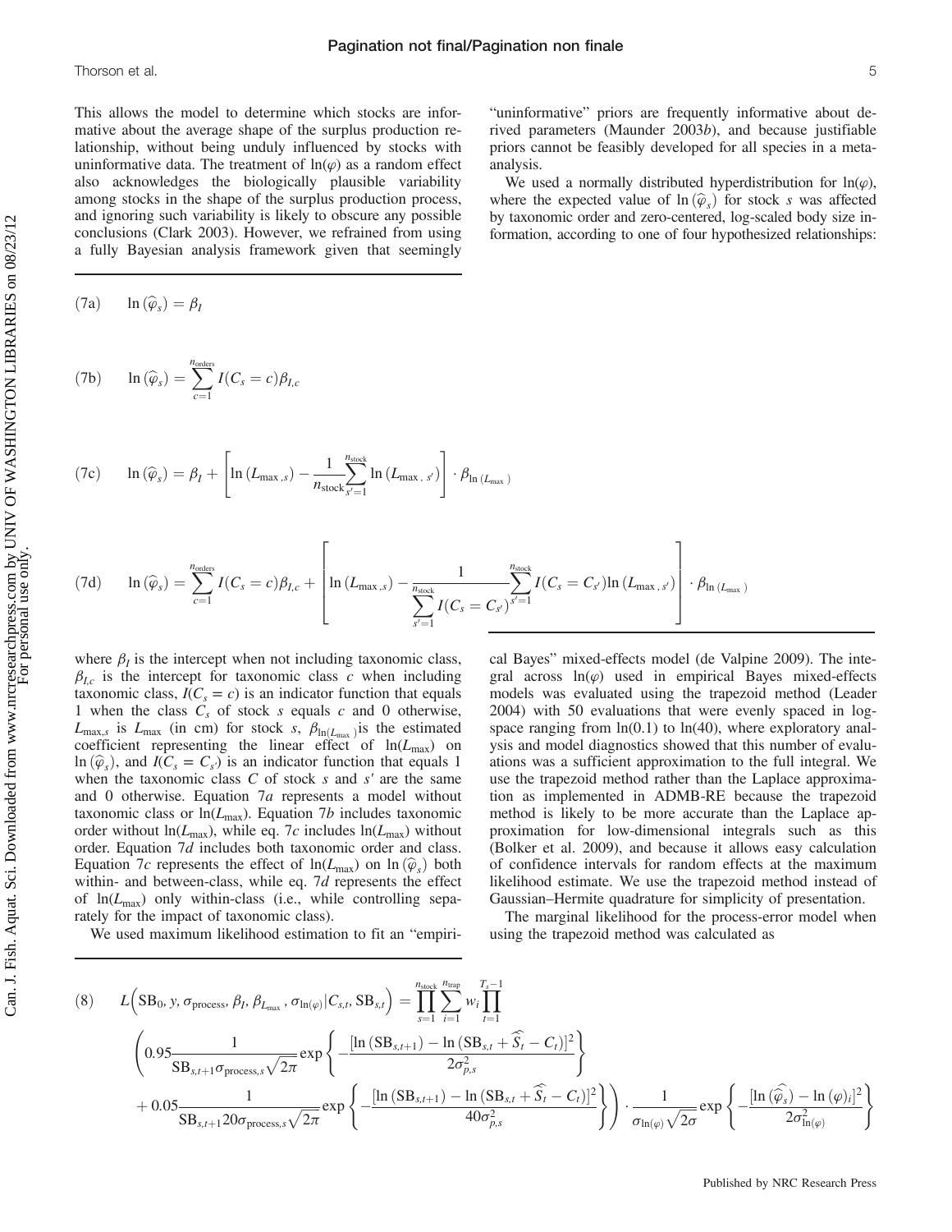This allows the model to determine which stocks are informative about the average shape of the surplus production relationship, without being unduly influenced by stocks with uninformative data. The treatment of $\ln(\varphi)$ as a random effect also acknowledges the biologically plausible variability among stocks in the shape of the surplus production process, and ignoring such variability is likely to obscure any possible conclusions (Clark 2003). However, we refrained from using a fully Bayesian analysis framework given that seemingly "uninformative" priors are frequently informative about derived parameters (Maunder 2003*b*), and because justifiable priors cannot be feasibly developed for all species in a meta-analysis.

We used a normally distributed hyperdistribution for $\ln(\varphi)$, where the expected value of $\ln(\widehat{\varphi}_s)$ for stock $s$ was affected by taxonomic order and zero-centered, log-scaled body size information, according to one of four hypothesized relationships:

$$\text{(7a)} \qquad \ln(\widehat{\varphi}_s) = \beta_I$$

$$\text{(7b)} \qquad \ln(\widehat{\varphi}_s) = \sum_{c=1}^{n_{\text{orders}}} I(C_s = c)\beta_{I,c}$$

$$\text{(7c)} \qquad \ln(\widehat{\varphi}_s) = \beta_I + \left[\ln(L_{\max,s}) - \frac{1}{n_{\text{stock}}}\sum_{s'=1}^{n_{\text{stock}}} \ln(L_{\max,s'})\right] \cdot \beta_{\ln(L_{\max})}$$

$$\text{(7d)} \qquad \ln(\widehat{\varphi}_s) = \sum_{c=1}^{n_{\text{orders}}} I(C_s = c)\beta_{I,c} + \left[\ln(L_{\max,s}) - \frac{1}{\sum_{s'=1}^{n_{\text{stock}}} I(C_s = C_{s'})}\sum_{s'=1}^{n_{\text{stock}}} I(C_s = C_{s'})\ln(L_{\max,s'})\right] \cdot \beta_{\ln(L_{\max})}$$

where $\beta_I$ is the intercept when not including taxonomic class, $\beta_{I,c}$ is the intercept for taxonomic class $c$ when including taxonomic class, $I(C_s = c)$ is an indicator function that equals 1 when the class $C_s$ of stock $s$ equals $c$ and 0 otherwise, $L_{\max,s}$ is $L_{\max}$ (in cm) for stock $s$, $\beta_{\ln(L_{\max})}$ is the estimated coefficient representing the linear effect of $\ln(L_{\max})$ on $\ln(\widehat{\varphi}_s)$, and $I(C_s = C_{s'})$ is an indicator function that equals 1 when the taxonomic class $C$ of stock $s$ and $s'$ are the same and 0 otherwise. Equation 7*a* represents a model without taxonomic class or $\ln(L_{\max})$. Equation 7*b* includes taxonomic order without $\ln(L_{\max})$, while eq. 7*c* includes $\ln(L_{\max})$ without order. Equation 7*d* includes both taxonomic order and class. Equation 7*c* represents the effect of $\ln(L_{\max})$ on $\ln(\widehat{\varphi}_s)$ both within- and between-class, while eq. 7*d* represents the effect of $\ln(L_{\max})$ only within-class (i.e., while controlling separately for the impact of taxonomic class).

We used maximum likelihood estimation to fit an "empirical Bayes" mixed-effects model (de Valpine 2009). The integral across $\ln(\varphi)$ used in empirical Bayes mixed-effects models was evaluated using the trapezoid method (Leader 2004) with 50 evaluations that were evenly spaced in log-space ranging from ln(0.1) to ln(40), where exploratory analysis and model diagnostics showed that this number of evaluations was a sufficient approximation to the full integral. We use the trapezoid method rather than the Laplace approximation as implemented in ADMB-RE because the trapezoid method is likely to be more accurate than the Laplace approximation for low-dimensional integrals such as this (Bolker et al. 2009), and because it allows easy calculation of confidence intervals for random effects at the maximum likelihood estimate. We use the trapezoid method instead of Gaussian–Hermite quadrature for simplicity of presentation.

The marginal likelihood for the process-error model when using the trapezoid method was calculated as

$$\text{(8)} \qquad L\left(\text{SB}_0, y, \sigma_{\text{process}}, \beta_I, \beta_{L_{\max}}, \sigma_{\ln(\varphi)} | C_{s,t}, \text{SB}_{s,t}\right) = \prod_{s=1}^{n_{\text{stock}}} \sum_{i=1}^{n_{\text{trap}}} w_i \prod_{t=1}^{T_s - 1} \left(0.95 \frac{1}{\text{SB}_{s,t+1}\sigma_{\text{process},s}\sqrt{2\pi}} \exp\left\{-\frac{[\ln(\text{SB}_{s,t+1}) - \ln(\text{SB}_{s,t} + \widehat{S}_t - C_t)]^2}{2\sigma_{p,s}^2}\right\} + 0.05 \frac{1}{\text{SB}_{s,t+1} 20\sigma_{\text{process},s}\sqrt{2\pi}} \exp\left\{-\frac{[\ln(\text{SB}_{s,t+1}) - \ln(\text{SB}_{s,t} + \widehat{S}_t - C_t)]^2}{40\sigma_{p,s}^2}\right\}\right) \cdot \frac{1}{\sigma_{\ln(\varphi)}\sqrt{2\sigma}} \exp\left\{-\frac{[\ln(\widehat{\varphi}_s) - \ln(\varphi)_i]^2}{2\sigma_{\ln(\varphi)}^2}\right\}$$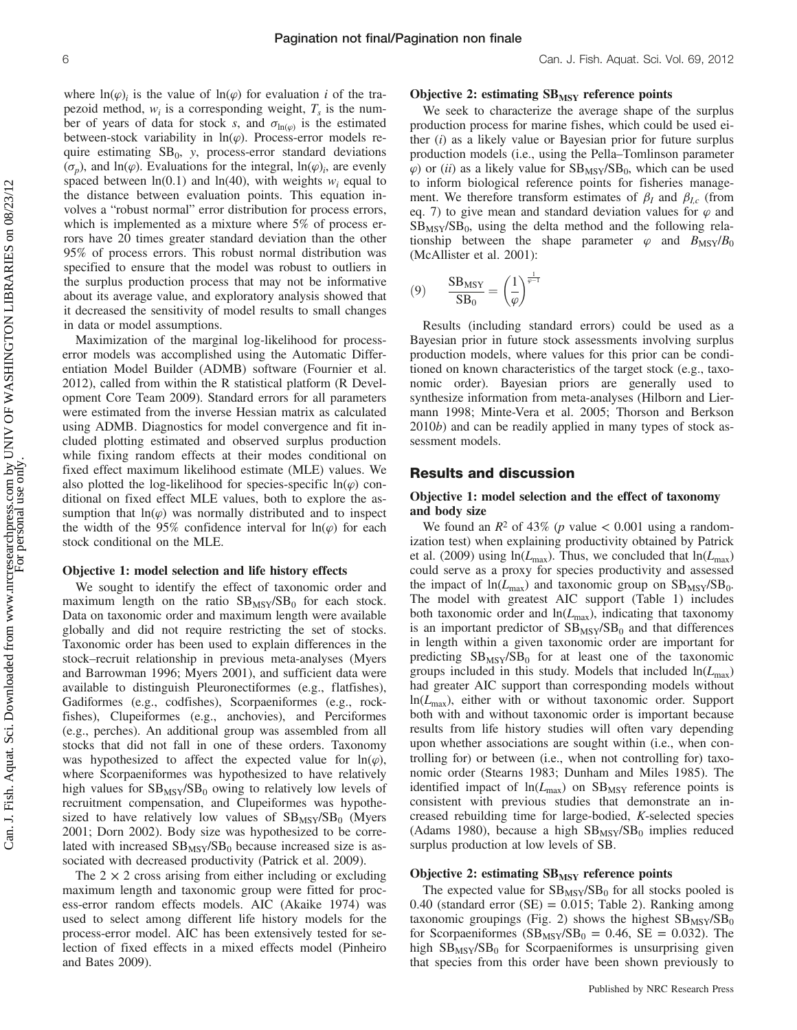where $\ln(\varphi)_i$ is the value of $\ln(\varphi)$ for evaluation $i$ of the trapezoid method, $w_i$ is a corresponding weight, $T_s$ is the number of years of data for stock $s$, and $\sigma_{\ln(\varphi)}$ is the estimated between-stock variability in $\ln(\varphi)$. Process-error models require estimating $SB_0$, $y$, process-error standard deviations ($\sigma_p$), and $\ln(\varphi)$. Evaluations for the integral, $\ln(\varphi)_i$, are evenly spaced between ln(0.1) and ln(40), with weights $w_i$ equal to the distance between evaluation points. This equation involves a "robust normal" error distribution for process errors, which is implemented as a mixture where 5% of process errors have 20 times greater standard deviation than the other 95% of process errors. This robust normal distribution was specified to ensure that the model was robust to outliers in the surplus production process that may not be informative about its average value, and exploratory analysis showed that it decreased the sensitivity of model results to small changes in data or model assumptions.

Maximization of the marginal log-likelihood for process-error models was accomplished using the Automatic Differentiation Model Builder (ADMB) software (Fournier et al. 2012), called from within the R statistical platform (R Development Core Team 2009). Standard errors for all parameters were estimated from the inverse Hessian matrix as calculated using ADMB. Diagnostics for model convergence and fit included plotting estimated and observed surplus production while fixing random effects at their modes conditional on fixed effect maximum likelihood estimate (MLE) values. We also plotted the log-likelihood for species-specific $\ln(\varphi)$ conditional on fixed effect MLE values, both to explore the assumption that $\ln(\varphi)$ was normally distributed and to inspect the width of the 95% confidence interval for $\ln(\varphi)$ for each stock conditional on the MLE.

### Objective 1: model selection and life history effects

We sought to identify the effect of taxonomic order and maximum length on the ratio $SB_{MSY}/SB_0$ for each stock. Data on taxonomic order and maximum length were available globally and did not require restricting the set of stocks. Taxonomic order has been used to explain differences in the stock–recruit relationship in previous meta-analyses (Myers and Barrowman 1996; Myers 2001), and sufficient data were available to distinguish Pleuronectiformes (e.g., flatfishes), Gadiformes (e.g., codfishes), Scorpaeniformes (e.g., rockfishes), Clupeiformes (e.g., anchovies), and Perciformes (e.g., perches). An additional group was assembled from all stocks that did not fall in one of these orders. Taxonomy was hypothesized to affect the expected value for $\ln(\varphi)$, where Scorpaeniformes was hypothesized to have relatively high values for $SB_{MSY}/SB_0$ owing to relatively low levels of recruitment compensation, and Clupeiformes was hypothesized to have relatively low values of $SB_{MSY}/SB_0$ (Myers 2001; Dorn 2002). Body size was hypothesized to be correlated with increased $SB_{MSY}/SB_0$ because increased size is associated with decreased productivity (Patrick et al. 2009).

The $2 \times 2$ cross arising from either including or excluding maximum length and taxonomic group were fitted for process-error random effects models. AIC (Akaike 1974) was used to select among different life history models for the process-error model. AIC has been extensively tested for selection of fixed effects in a mixed effects model (Pinheiro and Bates 2009).

### Objective 2: estimating $SB_{MSY}$ reference points

We seek to characterize the average shape of the surplus production process for marine fishes, which could be used either (*i*) as a likely value or Bayesian prior for future surplus production models (i.e., using the Pella–Tomlinson parameter $\varphi$) or (*ii*) as a likely value for $SB_{MSY}/SB_0$, which can be used to inform biological reference points for fisheries management. We therefore transform estimates of $\beta_I$ and $\beta_{I,c}$ (from eq. 7) to give mean and standard deviation values for $\varphi$ and $SB_{MSY}/SB_0$, using the delta method and the following relationship between the shape parameter $\varphi$ and $B_{MSY}/B_0$ (McAllister et al. 2001):

$$(9) \qquad \frac{SB_{MSY}}{SB_0} = \left(\frac{1}{\varphi}\right)^{\frac{1}{\varphi-1}}$$

Results (including standard errors) could be used as a Bayesian prior in future stock assessments involving surplus production models, where values for this prior can be conditioned on known characteristics of the target stock (e.g., taxonomic order). Bayesian priors are generally used to synthesize information from meta-analyses (Hilborn and Liermann 1998; Minte-Vera et al. 2005; Thorson and Berkson 2010*b*) and can be readily applied in many types of stock assessment models.

## Results and discussion

### Objective 1: model selection and the effect of taxonomy and body size

We found an $R^2$ of 43% ($p$ value $< 0.001$ using a randomization test) when explaining productivity obtained by Patrick et al. (2009) using $\ln(L_{max})$. Thus, we concluded that $\ln(L_{max})$ could serve as a proxy for species productivity and assessed the impact of $\ln(L_{max})$ and taxonomic group on $SB_{MSY}/SB_0$. The model with greatest AIC support (Table 1) includes both taxonomic order and $\ln(L_{max})$, indicating that taxonomy is an important predictor of $SB_{MSY}/SB_0$ and that differences in length within a given taxonomic order are important for predicting $SB_{MSY}/SB_0$ for at least one of the taxonomic groups included in this study. Models that included $\ln(L_{max})$ had greater AIC support than corresponding models without $\ln(L_{max})$, either with or without taxonomic order. Support both with and without taxonomic order is important because results from life history studies will often vary depending upon whether associations are sought within (i.e., when controlling for) or between (i.e., when not controlling for) taxonomic order (Stearns 1983; Dunham and Miles 1985). The identified impact of $\ln(L_{max})$ on $SB_{MSY}$ reference points is consistent with previous studies that demonstrate an increased rebuilding time for large-bodied, *K*-selected species (Adams 1980), because a high $SB_{MSY}/SB_0$ implies reduced surplus production at low levels of SB.

### Objective 2: estimating $SB_{MSY}$ reference points

The expected value for $SB_{MSY}/SB_0$ for all stocks pooled is 0.40 (standard error (SE) = 0.015; Table 2). Ranking among taxonomic groupings (Fig. 2) shows the highest $SB_{MSY}/SB_0$ for Scorpaeniformes ($SB_{MSY}/SB_0 = 0.46$, SE = 0.032). The high $SB_{MSY}/SB_0$ for Scorpaeniformes is unsurprising given that species from this order have been shown previously to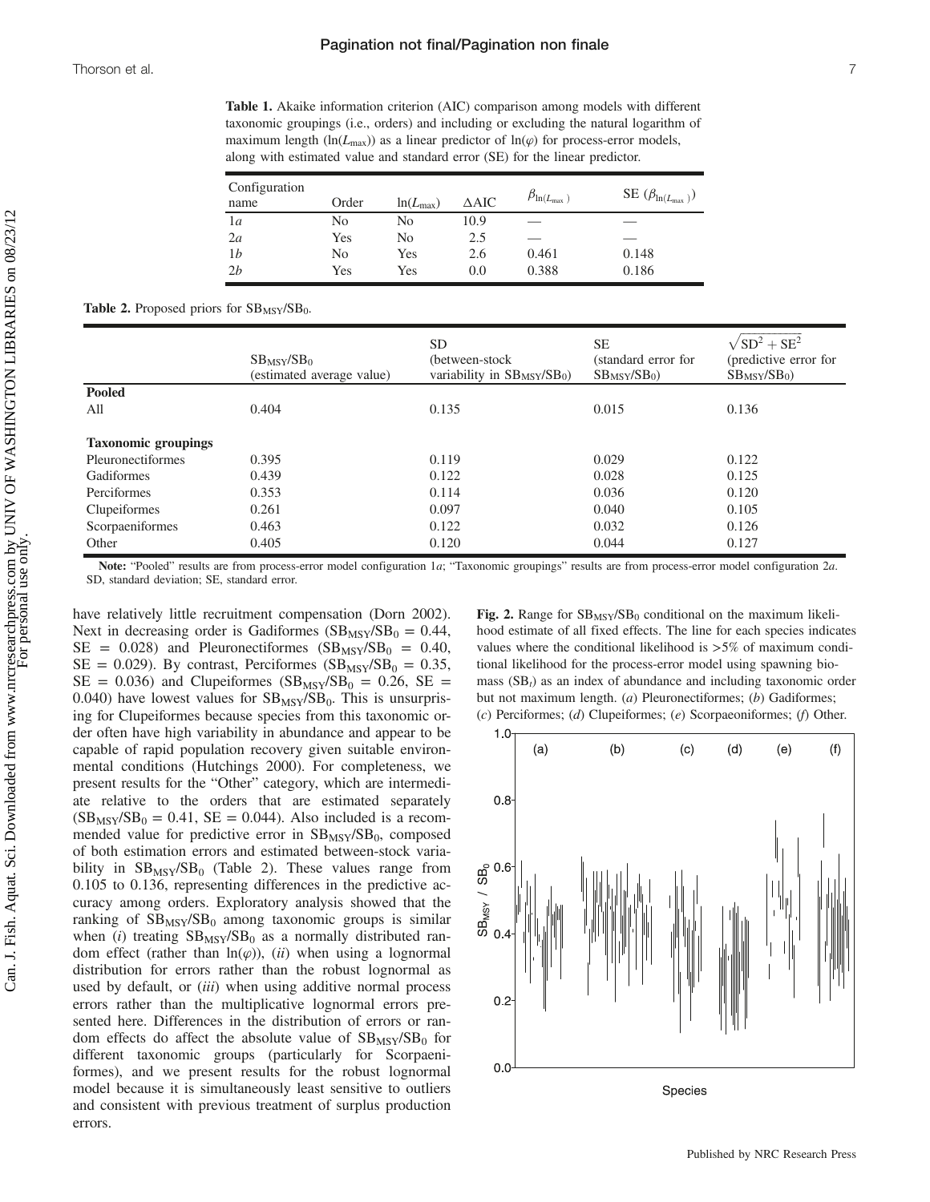**Table 1.** Akaike information criterion (AIC) comparison among models with different taxonomic groupings (i.e., orders) and including or excluding the natural logarithm of maximum length ($\ln(L_{max})$) as a linear predictor of $\ln(\varphi)$ for process-error models, along with estimated value and standard error (SE) for the linear predictor.

| Configuration name | Order | $\ln(L_{max})$ | $\Delta$AIC | $\beta_{\ln(L_{max})}$ | SE ($\beta_{\ln(L_{max})}$) |
|---|---|---|---|---|---|
| 1*a* | No | No | 10.9 | — | — |
| 2*a* | Yes | No | 2.5 | — | — |
| 1*b* | No | Yes | 2.6 | 0.461 | 0.148 |
| 2*b* | Yes | Yes | 0.0 | 0.388 | 0.186 |

**Table 2.** Proposed priors for $SB_{MSY}/SB_0$.

| | $SB_{MSY}/SB_0$ (estimated average value) | SD (between-stock variability in $SB_{MSY}/SB_0$) | SE (standard error for $SB_{MSY}/SB_0$) | $\sqrt{SD^2 + SE^2}$ (predictive error for $SB_{MSY}/SB_0$) |
|---|---|---|---|---|
| **Pooled** | | | | |
| All | 0.404 | 0.135 | 0.015 | 0.136 |
| **Taxonomic groupings** | | | | |
| Pleuronectiformes | 0.395 | 0.119 | 0.029 | 0.122 |
| Gadiformes | 0.439 | 0.122 | 0.028 | 0.125 |
| Perciformes | 0.353 | 0.114 | 0.036 | 0.120 |
| Clupeiformes | 0.261 | 0.097 | 0.040 | 0.105 |
| Scorpaeniformes | 0.463 | 0.122 | 0.032 | 0.126 |
| Other | 0.405 | 0.120 | 0.044 | 0.127 |

**Note:** "Pooled" results are from process-error model configuration 1*a*; "Taxonomic groupings" results are from process-error model configuration 2*a*. SD, standard deviation; SE, standard error.

have relatively little recruitment compensation (Dorn 2002). Next in decreasing order is Gadiformes ($SB_{MSY}/SB_0 = 0.44$, SE = 0.028) and Pleuronectiformes ($SB_{MSY}/SB_0 = 0.40$, SE = 0.029). By contrast, Perciformes ($SB_{MSY}/SB_0 = 0.35$, SE = 0.036) and Clupeiformes ($SB_{MSY}/SB_0 = 0.26$, SE = 0.040) have lowest values for $SB_{MSY}/SB_0$. This is unsurprising for Clupeiformes because species from this taxonomic order often have high variability in abundance and appear to be capable of rapid population recovery given suitable environmental conditions (Hutchings 2000). For completeness, we present results for the "Other" category, which are intermediate relative to the orders that are estimated separately ($SB_{MSY}/SB_0 = 0.41$, SE = 0.044). Also included is a recommended value for predictive error in $SB_{MSY}/SB_0$, composed of both estimation errors and estimated between-stock variability in $SB_{MSY}/SB_0$ (Table 2). These values range from 0.105 to 0.136, representing differences in the predictive accuracy among orders. Exploratory analysis showed that the ranking of $SB_{MSY}/SB_0$ among taxonomic groups is similar when (*i*) treating $SB_{MSY}/SB_0$ as a normally distributed random effect (rather than $\ln(\varphi)$), (*ii*) when using a lognormal distribution for errors rather than the robust lognormal as used by default, or (*iii*) when using additive normal process errors rather than the multiplicative lognormal errors presented here. Differences in the distribution of errors or random effects do affect the absolute value of $SB_{MSY}/SB_0$ for different taxonomic groups (particularly for Scorpaeniformes), and we present results for the robust lognormal model because it is simultaneously least sensitive to outliers and consistent with previous treatment of surplus production errors.

**Fig. 2.** Range for $SB_{MSY}/SB_0$ conditional on the maximum likelihood estimate of all fixed effects. The line for each species indicates values where the conditional likelihood is >5% of maximum conditional likelihood for the process-error model using spawning biomass ($SB_t$) as an index of abundance and including taxonomic order but not maximum length. (*a*) Pleuronectiformes; (*b*) Gadiformes; (*c*) Perciformes; (*d*) Clupeiformes; (*e*) Scorpaeoniformes; (*f*) Other.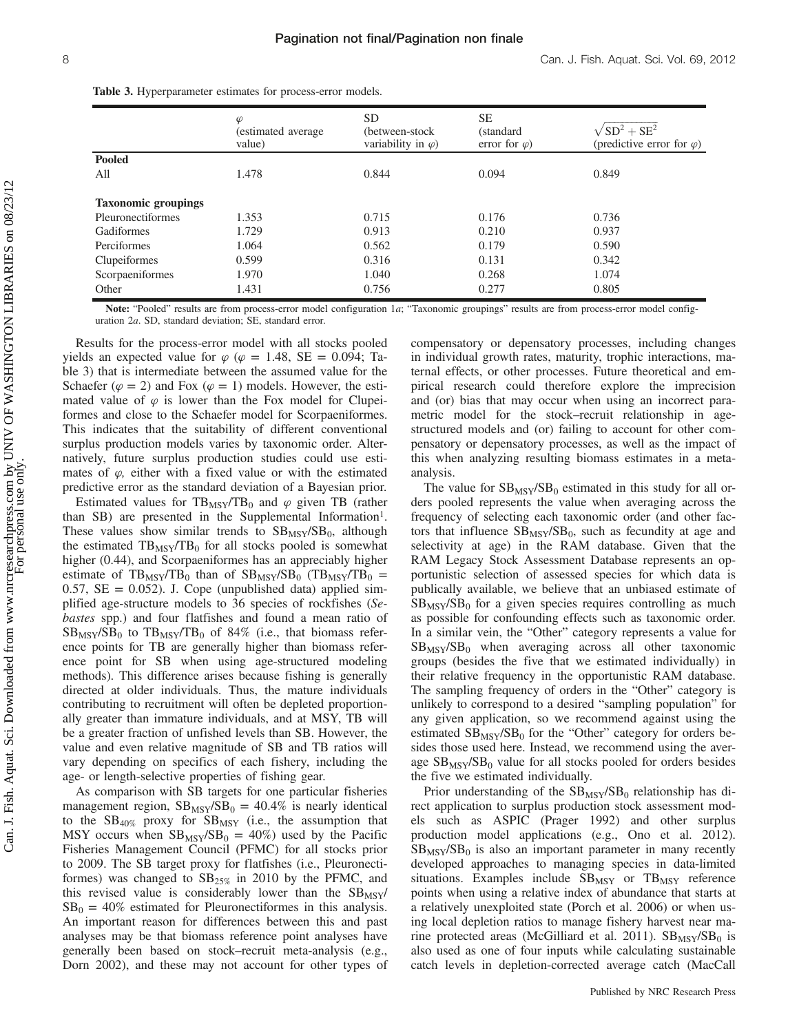**Table 3.** Hyperparameter estimates for process-error models.

| | $\varphi$ (estimated average value) | SD (between-stock variability in $\varphi$) | SE (standard error for $\varphi$) | $\sqrt{\mathrm{SD}^2 + \mathrm{SE}^2}$ (predictive error for $\varphi$) |
|---|---|---|---|---|
| **Pooled** | | | | |
| All | 1.478 | 0.844 | 0.094 | 0.849 |
| **Taxonomic groupings** | | | | |
| Pleuronectiformes | 1.353 | 0.715 | 0.176 | 0.736 |
| Gadiformes | 1.729 | 0.913 | 0.210 | 0.937 |
| Perciformes | 1.064 | 0.562 | 0.179 | 0.590 |
| Clupeiformes | 0.599 | 0.316 | 0.131 | 0.342 |
| Scorpaeniformes | 1.970 | 1.040 | 0.268 | 1.074 |
| Other | 1.431 | 0.756 | 0.277 | 0.805 |

**Note:** "Pooled" results are from process-error model configuration 1*a*; "Taxonomic groupings" results are from process-error model configuration 2*a*. SD, standard deviation; SE, standard error.

Results for the process-error model with all stocks pooled yields an expected value for $\varphi$ ($\varphi$ = 1.48, SE = 0.094; Table 3) that is intermediate between the assumed value for the Schaefer ($\varphi$ = 2) and Fox ($\varphi$ = 1) models. However, the estimated value of $\varphi$ is lower than the Fox model for Clupeiformes and close to the Schaefer model for Scorpaeniformes. This indicates that the suitability of different conventional surplus production models varies by taxonomic order. Alternatively, future surplus production studies could use estimates of $\varphi$, either with a fixed value or with the estimated predictive error as the standard deviation of a Bayesian prior.

Estimated values for $TB_{MSY}/TB_0$ and $\varphi$ given TB (rather than SB) are presented in the Supplemental Information[1]. These values show similar trends to $SB_{MSY}/SB_0$, although the estimated $TB_{MSY}/TB_0$ for all stocks pooled is somewhat higher (0.44), and Scorpaeniformes has an appreciably higher estimate of $TB_{MSY}/TB_0$ than of $SB_{MSY}/SB_0$ ($TB_{MSY}/TB_0$ = 0.57, SE = 0.052). J. Cope (unpublished data) applied simplified age-structure models to 36 species of rockfishes (*Sebastes* spp.) and four flatfishes and found a mean ratio of $SB_{MSY}/SB_0$ to $TB_{MSY}/TB_0$ of 84% (i.e., that biomass reference points for TB are generally higher than biomass reference point for SB when using age-structured modeling methods). This difference arises because fishing is generally directed at older individuals. Thus, the mature individuals contributing to recruitment will often be depleted proportionally greater than immature individuals, and at MSY, TB will be a greater fraction of unfished levels than SB. However, the value and even relative magnitude of SB and TB ratios will vary depending on specifics of each fishery, including the age- or length-selective properties of fishing gear.

As comparison with SB targets for one particular fisheries management region, $SB_{MSY}/SB_0$ = 40.4% is nearly identical to the $SB_{40\%}$ proxy for $SB_{MSY}$ (i.e., the assumption that MSY occurs when $SB_{MSY}/SB_0$ = 40%) used by the Pacific Fisheries Management Council (PFMC) for all stocks prior to 2009. The SB target proxy for flatfishes (i.e., Pleuronectiformes) was changed to $SB_{25\%}$ in 2010 by the PFMC, and this revised value is considerably lower than the $SB_{MSY}/SB_0$ = 40% estimated for Pleuronectiformes in this analysis. An important reason for differences between this and past analyses may be that biomass reference point analyses have generally been based on stock–recruit meta-analysis (e.g., Dorn 2002), and these may not account for other types of compensatory or depensatory processes, including changes in individual growth rates, maturity, trophic interactions, maternal effects, or other processes. Future theoretical and empirical research could therefore explore the imprecision and (or) bias that may occur when using an incorrect parametric model for the stock–recruit relationship in age-structured models and (or) failing to account for other compensatory or depensatory processes, as well as the impact of this when analyzing resulting biomass estimates in a meta-analysis.

The value for $SB_{MSY}/SB_0$ estimated in this study for all orders pooled represents the value when averaging across the frequency of selecting each taxonomic order (and other factors that influence $SB_{MSY}/SB_0$, such as fecundity at age and selectivity at age) in the RAM database. Given that the RAM Legacy Stock Assessment Database represents an opportunistic selection of assessed species for which data is publically available, we believe that an unbiased estimate of $SB_{MSY}/SB_0$ for a given species requires controlling as much as possible for confounding effects such as taxonomic order. In a similar vein, the "Other" category represents a value for $SB_{MSY}/SB_0$ when averaging across all other taxonomic groups (besides the five that we estimated individually) in their relative frequency in the opportunistic RAM database. The sampling frequency of orders in the "Other" category is unlikely to correspond to a desired "sampling population" for any given application, so we recommend against using the estimated $SB_{MSY}/SB_0$ for the "Other" category for orders besides those used here. Instead, we recommend using the average $SB_{MSY}/SB_0$ value for all stocks pooled for orders besides the five we estimated individually.

Prior understanding of the $SB_{MSY}/SB_0$ relationship has direct application to surplus production stock assessment models such as ASPIC (Prager 1992) and other surplus production model applications (e.g., Ono et al. 2012). $SB_{MSY}/SB_0$ is also an important parameter in many recently developed approaches to managing species in data-limited situations. Examples include $SB_{MSY}$ or $TB_{MSY}$ reference points when using a relative index of abundance that starts at a relatively unexploited state (Porch et al. 2006) or when using local depletion ratios to manage fishery harvest near marine protected areas (McGilliard et al. 2011). $SB_{MSY}/SB_0$ is also used as one of four inputs while calculating sustainable catch levels in depletion-corrected average catch (MacCall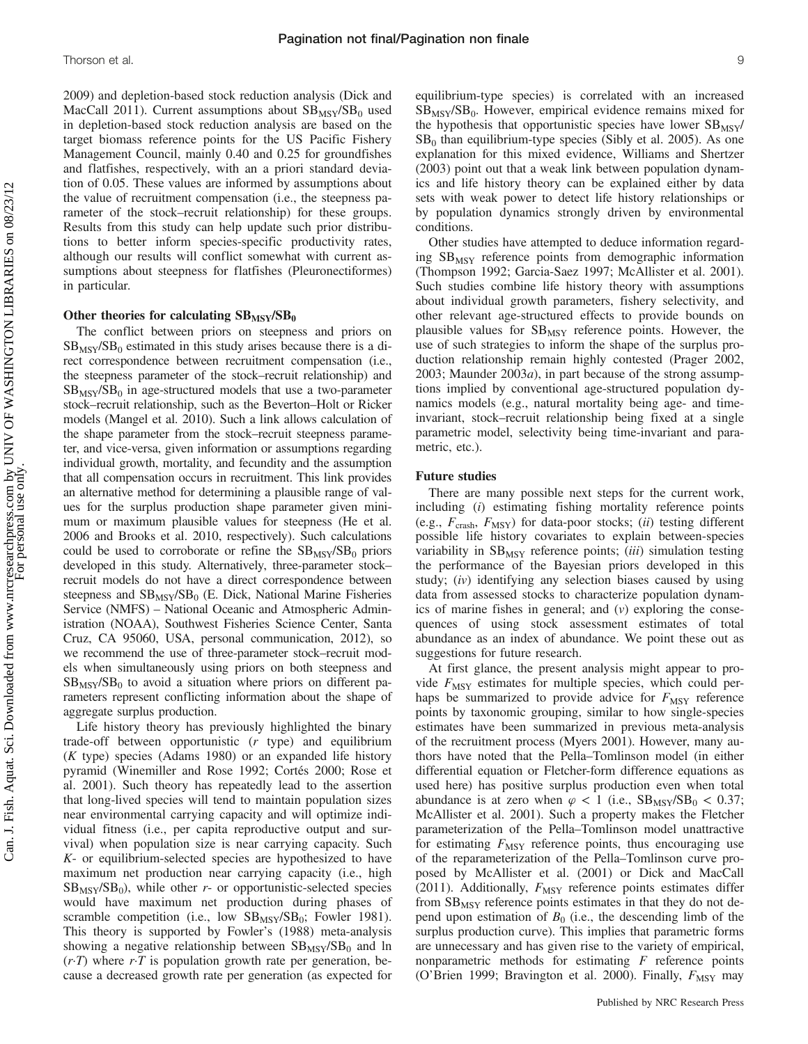2009) and depletion-based stock reduction analysis (Dick and MacCall 2011). Current assumptions about $SB_{MSY}/SB_0$ used in depletion-based stock reduction analysis are based on the target biomass reference points for the US Pacific Fishery Management Council, mainly 0.40 and 0.25 for groundfishes and flatfishes, respectively, with an a priori standard deviation of 0.05. These values are informed by assumptions about the value of recruitment compensation (i.e., the steepness parameter of the stock–recruit relationship) for these groups. Results from this study can help update such prior distributions to better inform species-specific productivity rates, although our results will conflict somewhat with current assumptions about steepness for flatfishes (Pleuronectiformes) in particular.

### Other theories for calculating $SB_{MSY}/SB_0$

The conflict between priors on steepness and priors on $SB_{MSY}/SB_0$ estimated in this study arises because there is a direct correspondence between recruitment compensation (i.e., the steepness parameter of the stock–recruit relationship) and $SB_{MSY}/SB_0$ in age-structured models that use a two-parameter stock–recruit relationship, such as the Beverton–Holt or Ricker models (Mangel et al. 2010). Such a link allows calculation of the shape parameter from the stock–recruit steepness parameter, and vice-versa, given information or assumptions regarding individual growth, mortality, and fecundity and the assumption that all compensation occurs in recruitment. This link provides an alternative method for determining a plausible range of values for the surplus production shape parameter given minimum or maximum plausible values for steepness (He et al. 2006 and Brooks et al. 2010, respectively). Such calculations could be used to corroborate or refine the $SB_{MSY}/SB_0$ priors developed in this study. Alternatively, three-parameter stock–recruit models do not have a direct correspondence between steepness and $SB_{MSY}/SB_0$ (E. Dick, National Marine Fisheries Service (NMFS) – National Oceanic and Atmospheric Administration (NOAA), Southwest Fisheries Science Center, Santa Cruz, CA 95060, USA, personal communication, 2012), so we recommend the use of three-parameter stock–recruit models when simultaneously using priors on both steepness and $SB_{MSY}/SB_0$ to avoid a situation where priors on different parameters represent conflicting information about the shape of aggregate surplus production.

Life history theory has previously highlighted the binary trade-off between opportunistic (*r* type) and equilibrium (*K* type) species (Adams 1980) or an expanded life history pyramid (Winemiller and Rose 1992; Cortés 2000; Rose et al. 2001). Such theory has repeatedly lead to the assertion that long-lived species will tend to maintain population sizes near environmental carrying capacity and will optimize individual fitness (i.e., per capita reproductive output and survival) when population size is near carrying capacity. Such *K*- or equilibrium-selected species are hypothesized to have maximum net production near carrying capacity (i.e., high $SB_{MSY}/SB_0$), while other *r*- or opportunistic-selected species would have maximum net production during phases of scramble competition (i.e., low $SB_{MSY}/SB_0$; Fowler 1981). This theory is supported by Fowler's (1988) meta-analysis showing a negative relationship between $SB_{MSY}/SB_0$ and ln $(r{\cdot}T)$ where $r{\cdot}T$ is population growth rate per generation, because a decreased growth rate per generation (as expected for equilibrium-type species) is correlated with an increased $SB_{MSY}/SB_0$. However, empirical evidence remains mixed for the hypothesis that opportunistic species have lower $SB_{MSY}/SB_0$ than equilibrium-type species (Sibly et al. 2005). As one explanation for this mixed evidence, Williams and Shertzer (2003) point out that a weak link between population dynamics and life history theory can be explained either by data sets with weak power to detect life history relationships or by population dynamics strongly driven by environmental conditions.

Other studies have attempted to deduce information regarding $SB_{MSY}$ reference points from demographic information (Thompson 1992; Garcia-Saez 1997; McAllister et al. 2001). Such studies combine life history theory with assumptions about individual growth parameters, fishery selectivity, and other relevant age-structured effects to provide bounds on plausible values for $SB_{MSY}$ reference points. However, the use of such strategies to inform the shape of the surplus production relationship remain highly contested (Prager 2002, 2003; Maunder 2003*a*), in part because of the strong assumptions implied by conventional age-structured population dynamics models (e.g., natural mortality being age- and time-invariant, stock–recruit relationship being fixed at a single parametric model, selectivity being time-invariant and parametric, etc.).

### Future studies

There are many possible next steps for the current work, including (*i*) estimating fishing mortality reference points (e.g., $F_{crash}$, $F_{MSY}$) for data-poor stocks; (*ii*) testing different possible life history covariates to explain between-species variability in $SB_{MSY}$ reference points; (*iii*) simulation testing the performance of the Bayesian priors developed in this study; (*iv*) identifying any selection biases caused by using data from assessed stocks to characterize population dynamics of marine fishes in general; and (*v*) exploring the consequences of using stock assessment estimates of total abundance as an index of abundance. We point these out as suggestions for future research.

At first glance, the present analysis might appear to provide $F_{MSY}$ estimates for multiple species, which could perhaps be summarized to provide advice for $F_{MSY}$ reference points by taxonomic grouping, similar to how single-species estimates have been summarized in previous meta-analysis of the recruitment process (Myers 2001). However, many authors have noted that the Pella–Tomlinson model (in either differential equation or Fletcher-form difference equations as used here) has positive surplus production even when total abundance is at zero when $\varphi < 1$ (i.e., $SB_{MSY}/SB_0 < 0.37$; McAllister et al. 2001). Such a property makes the Fletcher parameterization of the Pella–Tomlinson model unattractive for estimating $F_{MSY}$ reference points, thus encouraging use of the reparameterization of the Pella–Tomlinson curve proposed by McAllister et al. (2001) or Dick and MacCall (2011). Additionally, $F_{MSY}$ reference points estimates differ from $SB_{MSY}$ reference points estimates in that they do not depend upon estimation of $B_0$ (i.e., the descending limb of the surplus production curve). This implies that parametric forms are unnecessary and has given rise to the variety of empirical, nonparametric methods for estimating $F$ reference points (O'Brien 1999; Bravington et al. 2000). Finally, $F_{MSY}$ may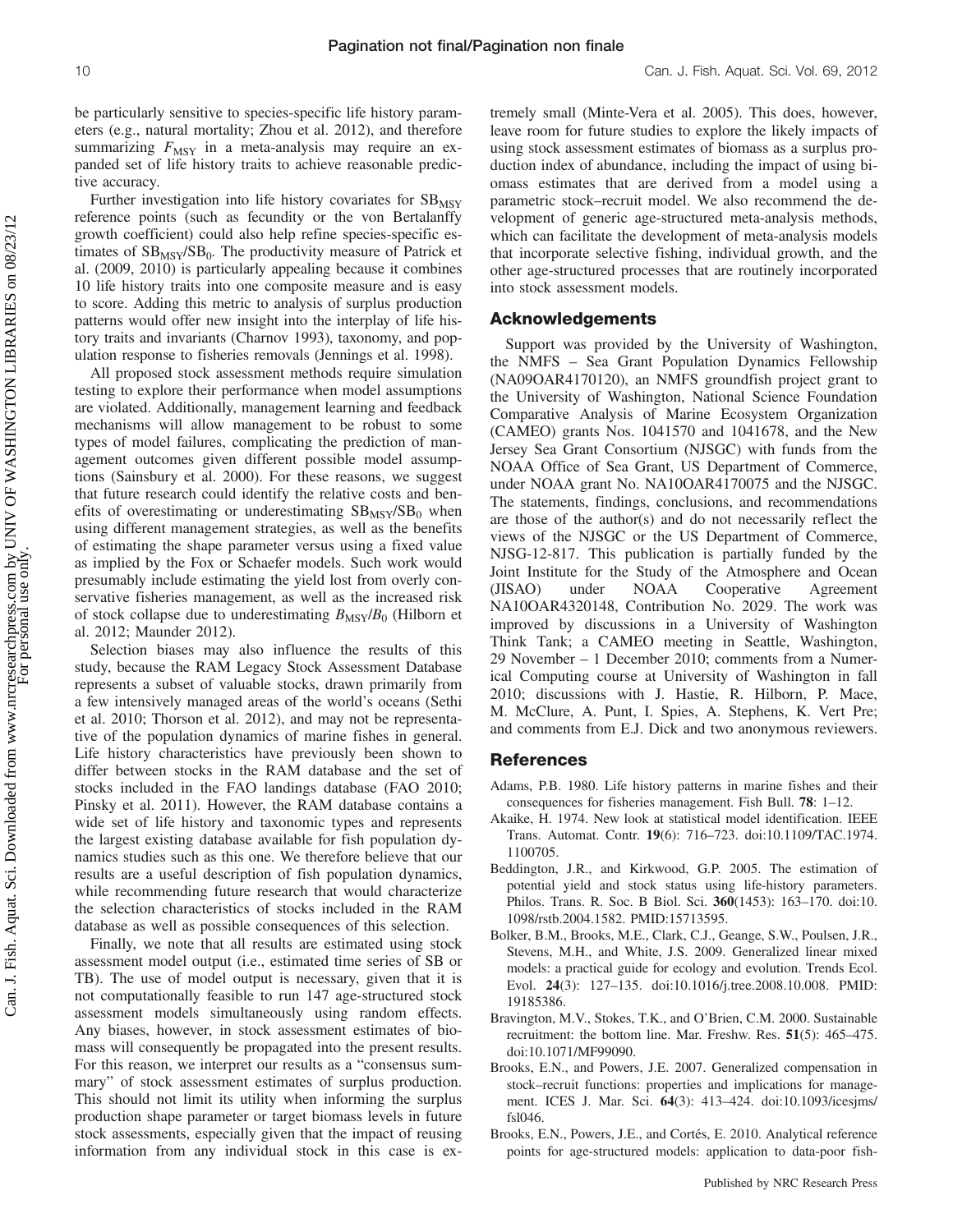be particularly sensitive to species-specific life history parameters (e.g., natural mortality; Zhou et al. 2012), and therefore summarizing $F_{MSY}$ in a meta-analysis may require an expanded set of life history traits to achieve reasonable predictive accuracy.

Further investigation into life history covariates for $SB_{MSY}$ reference points (such as fecundity or the von Bertalanffy growth coefficient) could also help refine species-specific estimates of $SB_{MSY}/SB_0$. The productivity measure of Patrick et al. (2009, 2010) is particularly appealing because it combines 10 life history traits into one composite measure and is easy to score. Adding this metric to analysis of surplus production patterns would offer new insight into the interplay of life history traits and invariants (Charnov 1993), taxonomy, and population response to fisheries removals (Jennings et al. 1998).

All proposed stock assessment methods require simulation testing to explore their performance when model assumptions are violated. Additionally, management learning and feedback mechanisms will allow management to be robust to some types of model failures, complicating the prediction of management outcomes given different possible model assumptions (Sainsbury et al. 2000). For these reasons, we suggest that future research could identify the relative costs and benefits of overestimating or underestimating $SB_{MSY}/SB_0$ when using different management strategies, as well as the benefits of estimating the shape parameter versus using a fixed value as implied by the Fox or Schaefer models. Such work would presumably include estimating the yield lost from overly conservative fisheries management, as well as the increased risk of stock collapse due to underestimating $B_{MSY}/B_0$ (Hilborn et al. 2012; Maunder 2012).

Selection biases may also influence the results of this study, because the RAM Legacy Stock Assessment Database represents a subset of valuable stocks, drawn primarily from a few intensively managed areas of the world's oceans (Sethi et al. 2010; Thorson et al. 2012), and may not be representative of the population dynamics of marine fishes in general. Life history characteristics have previously been shown to differ between stocks in the RAM database and the set of stocks included in the FAO landings database (FAO 2010; Pinsky et al. 2011). However, the RAM database contains a wide set of life history and taxonomic types and represents the largest existing database available for fish population dynamics studies such as this one. We therefore believe that our results are a useful description of fish population dynamics, while recommending future research that would characterize the selection characteristics of stocks included in the RAM database as well as possible consequences of this selection.

Finally, we note that all results are estimated using stock assessment model output (i.e., estimated time series of SB or TB). The use of model output is necessary, given that it is not computationally feasible to run 147 age-structured stock assessment models simultaneously using random effects. Any biases, however, in stock assessment estimates of biomass will consequently be propagated into the present results. For this reason, we interpret our results as a "consensus summary" of stock assessment estimates of surplus production. This should not limit its utility when informing the surplus production shape parameter or target biomass levels in future stock assessments, especially given that the impact of reusing information from any individual stock in this case is extremely small (Minte-Vera et al. 2005). This does, however, leave room for future studies to explore the likely impacts of using stock assessment estimates of biomass as a surplus production index of abundance, including the impact of using biomass estimates that are derived from a model using a parametric stock–recruit model. We also recommend the development of generic age-structured meta-analysis methods, which can facilitate the development of meta-analysis models that incorporate selective fishing, individual growth, and the other age-structured processes that are routinely incorporated into stock assessment models.

## Acknowledgements

Support was provided by the University of Washington, the NMFS – Sea Grant Population Dynamics Fellowship (NA09OAR4170120), an NMFS groundfish project grant to the University of Washington, National Science Foundation Comparative Analysis of Marine Ecosystem Organization (CAMEO) grants Nos. 1041570 and 1041678, and the New Jersey Sea Grant Consortium (NJSGC) with funds from the NOAA Office of Sea Grant, US Department of Commerce, under NOAA grant No. NA10OAR4170075 and the NJSGC. The statements, findings, conclusions, and recommendations are those of the author(s) and do not necessarily reflect the views of the NJSGC or the US Department of Commerce, NJSG-12-817. This publication is partially funded by the Joint Institute for the Study of the Atmosphere and Ocean (JISAO) under NOAA Cooperative Agreement NA10OAR4320148, Contribution No. 2029. The work was improved by discussions in a University of Washington Think Tank; a CAMEO meeting in Seattle, Washington, 29 November – 1 December 2010; comments from a Numerical Computing course at University of Washington in fall 2010; discussions with J. Hastie, R. Hilborn, P. Mace, M. McClure, A. Punt, I. Spies, A. Stephens, K. Vert Pre; and comments from E.J. Dick and two anonymous reviewers.

## References

Adams, P.B. 1980. Life history patterns in marine fishes and their consequences for fisheries management. Fish Bull. **78**: 1–12.

Akaike, H. 1974. New look at statistical model identification. IEEE Trans. Automat. Contr. **19**(6): 716–723. doi:10.1109/TAC.1974.1100705.

Beddington, J.R., and Kirkwood, G.P. 2005. The estimation of potential yield and stock status using life-history parameters. Philos. Trans. R. Soc. B Biol. Sci. **360**(1453): 163–170. doi:10.1098/rstb.2004.1582. PMID:15713595.

Bolker, B.M., Brooks, M.E., Clark, C.J., Geange, S.W., Poulsen, J.R., Stevens, M.H., and White, J.S. 2009. Generalized linear mixed models: a practical guide for ecology and evolution. Trends Ecol. Evol. **24**(3): 127–135. doi:10.1016/j.tree.2008.10.008. PMID:19185386.

Bravington, M.V., Stokes, T.K., and O'Brien, C.M. 2000. Sustainable recruitment: the bottom line. Mar. Freshw. Res. **51**(5): 465–475. doi:10.1071/MF99090.

Brooks, E.N., and Powers, J.E. 2007. Generalized compensation in stock–recruit functions: properties and implications for management. ICES J. Mar. Sci. **64**(3): 413–424. doi:10.1093/icesjms/fsl046.

Brooks, E.N., Powers, J.E., and Cortés, E. 2010. Analytical reference points for age-structured models: application to data-poor fish-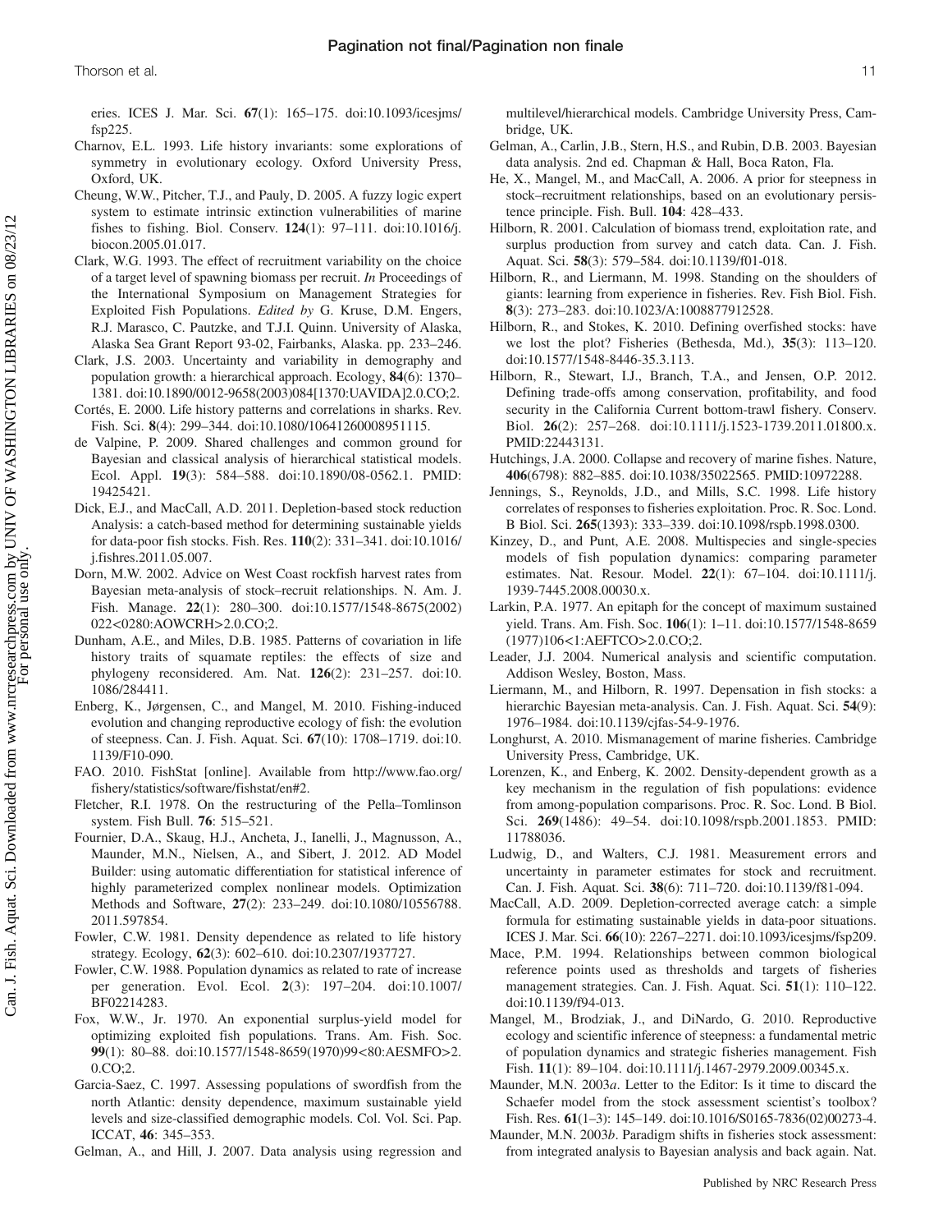eries. ICES J. Mar. Sci. **67**(1): 165–175. doi:10.1093/icesjms/fsp225.

Charnov, E.L. 1993. Life history invariants: some explorations of symmetry in evolutionary ecology. Oxford University Press, Oxford, UK.

Cheung, W.W., Pitcher, T.J., and Pauly, D. 2005. A fuzzy logic expert system to estimate intrinsic extinction vulnerabilities of marine fishes to fishing. Biol. Conserv. **124**(1): 97–111. doi:10.1016/j.biocon.2005.01.017.

Clark, W.G. 1993. The effect of recruitment variability on the choice of a target level of spawning biomass per recruit. *In* Proceedings of the International Symposium on Management Strategies for Exploited Fish Populations. *Edited by* G. Kruse, D.M. Engers, R.J. Marasco, C. Pautzke, and T.J.I. Quinn. University of Alaska, Alaska Sea Grant Report 93-02, Fairbanks, Alaska. pp. 233–246.

Clark, J.S. 2003. Uncertainty and variability in demography and population growth: a hierarchical approach. Ecology, **84**(6): 1370–1381. doi:10.1890/0012-9658(2003)084[1370:UAVIDA]2.0.CO;2.

Cortés, E. 2000. Life history patterns and correlations in sharks. Rev. Fish. Sci. **8**(4): 299–344. doi:10.1080/10641260008951115.

de Valpine, P. 2009. Shared challenges and common ground for Bayesian and classical analysis of hierarchical statistical models. Ecol. Appl. **19**(3): 584–588. doi:10.1890/08-0562.1. PMID: 19425421.

Dick, E.J., and MacCall, A.D. 2011. Depletion-based stock reduction Analysis: a catch-based method for determining sustainable yields for data-poor fish stocks. Fish. Res. **110**(2): 331–341. doi:10.1016/j.fishres.2011.05.007.

Dorn, M.W. 2002. Advice on West Coast rockfish harvest rates from Bayesian meta-analysis of stock–recruit relationships. N. Am. J. Fish. Manage. **22**(1): 280–300. doi:10.1577/1548-8675(2002)022<0280:AOWCRH>2.0.CO;2.

Dunham, A.E., and Miles, D.B. 1985. Patterns of covariation in life history traits of squamate reptiles: the effects of size and phylogeny reconsidered. Am. Nat. **126**(2): 231–257. doi:10.1086/284411.

Enberg, K., Jørgensen, C., and Mangel, M. 2010. Fishing-induced evolution and changing reproductive ecology of fish: the evolution of steepness. Can. J. Fish. Aquat. Sci. **67**(10): 1708–1719. doi:10.1139/F10-090.

FAO. 2010. FishStat [online]. Available from http://www.fao.org/fishery/statistics/software/fishstat/en#2.

Fletcher, R.I. 1978. On the restructuring of the Pella–Tomlinson system. Fish Bull. **76**: 515–521.

Fournier, D.A., Skaug, H.J., Ancheta, J., Ianelli, J., Magnusson, A., Maunder, M.N., Nielsen, A., and Sibert, J. 2012. AD Model Builder: using automatic differentiation for statistical inference of highly parameterized complex nonlinear models. Optimization Methods and Software, **27**(2): 233–249. doi:10.1080/10556788.2011.597854.

Fowler, C.W. 1981. Density dependence as related to life history strategy. Ecology, **62**(3): 602–610. doi:10.2307/1937727.

Fowler, C.W. 1988. Population dynamics as related to rate of increase per generation. Evol. Ecol. **2**(3): 197–204. doi:10.1007/BF02214283.

Fox, W.W., Jr. 1970. An exponential surplus-yield model for optimizing exploited fish populations. Trans. Am. Fish. Soc. **99**(1): 80–88. doi:10.1577/1548-8659(1970)99<80:AESMFO>2.0.CO;2.

Garcia-Saez, C. 1997. Assessing populations of swordfish from the north Atlantic: density dependence, maximum sustainable yield levels and size-classified demographic models. Col. Vol. Sci. Pap. ICCAT, **46**: 345–353.

Gelman, A., and Hill, J. 2007. Data analysis using regression and multilevel/hierarchical models. Cambridge University Press, Cambridge, UK.

Gelman, A., Carlin, J.B., Stern, H.S., and Rubin, D.B. 2003. Bayesian data analysis. 2nd ed. Chapman & Hall, Boca Raton, Fla.

He, X., Mangel, M., and MacCall, A. 2006. A prior for steepness in stock–recruitment relationships, based on an evolutionary persistence principle. Fish. Bull. **104**: 428–433.

Hilborn, R. 2001. Calculation of biomass trend, exploitation rate, and surplus production from survey and catch data. Can. J. Fish. Aquat. Sci. **58**(3): 579–584. doi:10.1139/f01-018.

Hilborn, R., and Liermann, M. 1998. Standing on the shoulders of giants: learning from experience in fisheries. Rev. Fish Biol. Fish. **8**(3): 273–283. doi:10.1023/A:1008877912528.

Hilborn, R., and Stokes, K. 2010. Defining overfished stocks: have we lost the plot? Fisheries (Bethesda, Md.), **35**(3): 113–120. doi:10.1577/1548-8446-35.3.113.

Hilborn, R., Stewart, I.J., Branch, T.A., and Jensen, O.P. 2012. Defining trade-offs among conservation, profitability, and food security in the California Current bottom-trawl fishery. Conserv. Biol. **26**(2): 257–268. doi:10.1111/j.1523-1739.2011.01800.x. PMID:22443131.

Hutchings, J.A. 2000. Collapse and recovery of marine fishes. Nature, **406**(6798): 882–885. doi:10.1038/35022565. PMID:10972288.

Jennings, S., Reynolds, J.D., and Mills, S.C. 1998. Life history correlates of responses to fisheries exploitation. Proc. R. Soc. Lond. B Biol. Sci. **265**(1393): 333–339. doi:10.1098/rspb.1998.0300.

Kinzey, D., and Punt, A.E. 2008. Multispecies and single-species models of fish population dynamics: comparing parameter estimates. Nat. Resour. Model. **22**(1): 67–104. doi:10.1111/j.1939-7445.2008.00030.x.

Larkin, P.A. 1977. An epitaph for the concept of maximum sustained yield. Trans. Am. Fish. Soc. **106**(1): 1–11. doi:10.1577/1548-8659(1977)106<1:AEFTCO>2.0.CO;2.

Leader, J.J. 2004. Numerical analysis and scientific computation. Addison Wesley, Boston, Mass.

Liermann, M., and Hilborn, R. 1997. Depensation in fish stocks: a hierarchic Bayesian meta-analysis. Can. J. Fish. Aquat. Sci. **54**(9): 1976–1984. doi:10.1139/cjfas-54-9-1976.

Longhurst, A. 2010. Mismanagement of marine fisheries. Cambridge University Press, Cambridge, UK.

Lorenzen, K., and Enberg, K. 2002. Density-dependent growth as a key mechanism in the regulation of fish populations: evidence from among-population comparisons. Proc. R. Soc. Lond. B Biol. Sci. **269**(1486): 49–54. doi:10.1098/rspb.2001.1853. PMID: 11788036.

Ludwig, D., and Walters, C.J. 1981. Measurement errors and uncertainty in parameter estimates for stock and recruitment. Can. J. Fish. Aquat. Sci. **38**(6): 711–720. doi:10.1139/f81-094.

MacCall, A.D. 2009. Depletion-corrected average catch: a simple formula for estimating sustainable yields in data-poor situations. ICES J. Mar. Sci. **66**(10): 2267–2271. doi:10.1093/icesjms/fsp209.

Mace, P.M. 1994. Relationships between common biological reference points used as thresholds and targets of fisheries management strategies. Can. J. Fish. Aquat. Sci. **51**(1): 110–122. doi:10.1139/f94-013.

Mangel, M., Brodziak, J., and DiNardo, G. 2010. Reproductive ecology and scientific inference of steepness: a fundamental metric of population dynamics and strategic fisheries management. Fish Fish. **11**(1): 89–104. doi:10.1111/j.1467-2979.2009.00345.x.

Maunder, M.N. 2003*a*. Letter to the Editor: Is it time to discard the Schaefer model from the stock assessment scientist's toolbox? Fish. Res. **61**(1–3): 145–149. doi:10.1016/S0165-7836(02)00273-4.

Maunder, M.N. 2003*b*. Paradigm shifts in fisheries stock assessment: from integrated analysis to Bayesian analysis and back again. Nat.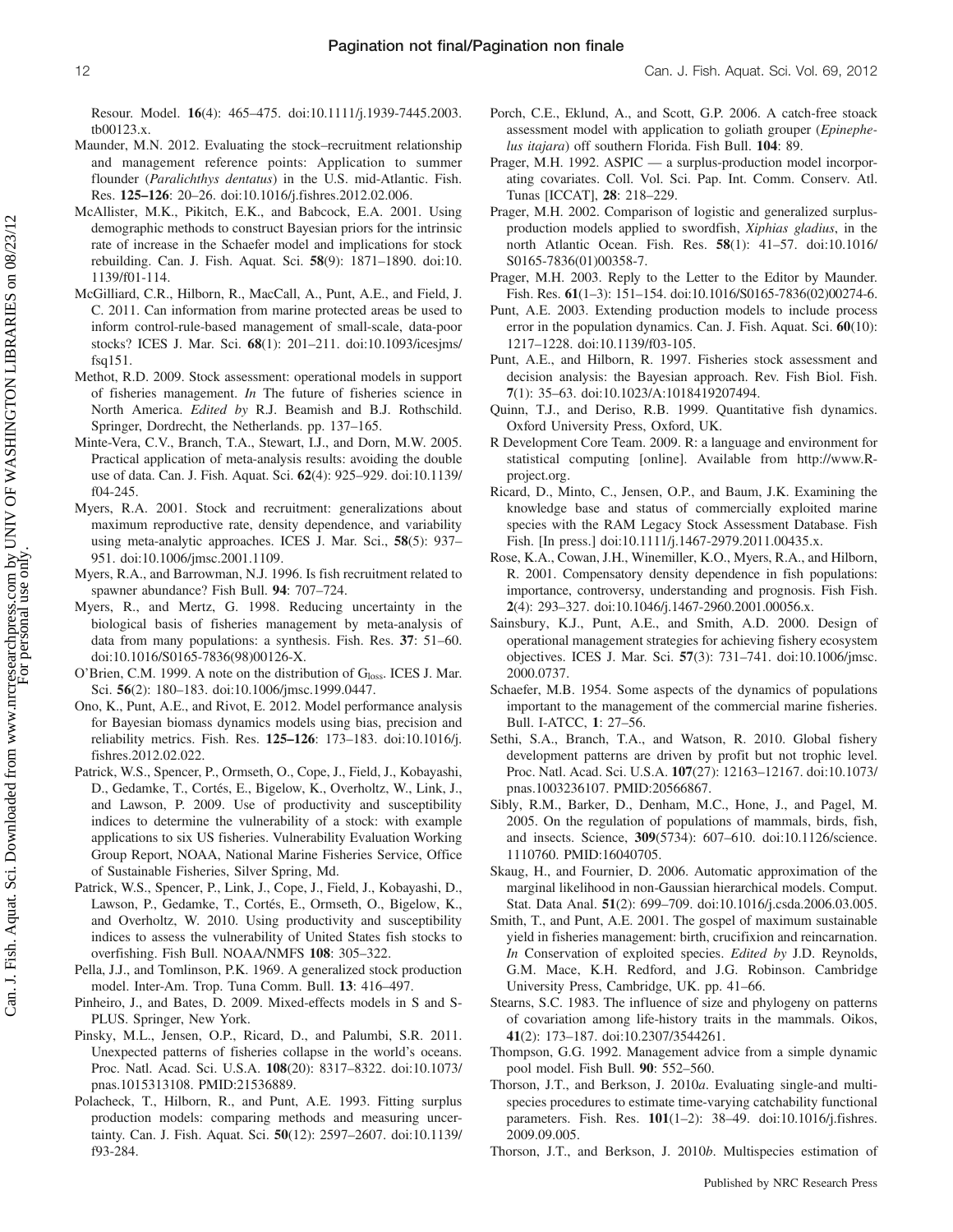Resour. Model. **16**(4): 465–475. doi:10.1111/j.1939-7445.2003.tb00123.x.

Maunder, M.N. 2012. Evaluating the stock–recruitment relationship and management reference points: Application to summer flounder (*Paralichthys dentatus*) in the U.S. mid-Atlantic. Fish. Res. **125–126**: 20–26. doi:10.1016/j.fishres.2012.02.006.

McAllister, M.K., Pikitch, E.K., and Babcock, E.A. 2001. Using demographic methods to construct Bayesian priors for the intrinsic rate of increase in the Schaefer model and implications for stock rebuilding. Can. J. Fish. Aquat. Sci. **58**(9): 1871–1890. doi:10.1139/f01-114.

McGilliard, C.R., Hilborn, R., MacCall, A., Punt, A.E., and Field, J. C. 2011. Can information from marine protected areas be used to inform control-rule-based management of small-scale, data-poor stocks? ICES J. Mar. Sci. **68**(1): 201–211. doi:10.1093/icesjms/fsq151.

Methot, R.D. 2009. Stock assessment: operational models in support of fisheries management. *In* The future of fisheries science in North America. *Edited by* R.J. Beamish and B.J. Rothschild. Springer, Dordrecht, the Netherlands. pp. 137–165.

Minte-Vera, C.V., Branch, T.A., Stewart, I.J., and Dorn, M.W. 2005. Practical application of meta-analysis results: avoiding the double use of data. Can. J. Fish. Aquat. Sci. **62**(4): 925–929. doi:10.1139/f04-245.

Myers, R.A. 2001. Stock and recruitment: generalizations about maximum reproductive rate, density dependence, and variability using meta-analytic approaches. ICES J. Mar. Sci., **58**(5): 937–951. doi:10.1006/jmsc.2001.1109.

Myers, R.A., and Barrowman, N.J. 1996. Is fish recruitment related to spawner abundance? Fish Bull. **94**: 707–724.

Myers, R., and Mertz, G. 1998. Reducing uncertainty in the biological basis of fisheries management by meta-analysis of data from many populations: a synthesis. Fish. Res. **37**: 51–60. doi:10.1016/S0165-7836(98)00126-X.

O'Brien, C.M. 1999. A note on the distribution of $G_{loss}$. ICES J. Mar. Sci. **56**(2): 180–183. doi:10.1006/jmsc.1999.0447.

Ono, K., Punt, A.E., and Rivot, E. 2012. Model performance analysis for Bayesian biomass dynamics models using bias, precision and reliability metrics. Fish. Res. **125–126**: 173–183. doi:10.1016/j.fishres.2012.02.022.

Patrick, W.S., Spencer, P., Ormseth, O., Cope, J., Field, J., Kobayashi, D., Gedamke, T., Cortés, E., Bigelow, K., Overholtz, W., Link, J., and Lawson, P. 2009. Use of productivity and susceptibility indices to determine the vulnerability of a stock: with example applications to six US fisheries. Vulnerability Evaluation Working Group Report, NOAA, National Marine Fisheries Service, Office of Sustainable Fisheries, Silver Spring, Md.

Patrick, W.S., Spencer, P., Link, J., Cope, J., Field, J., Kobayashi, D., Lawson, P., Gedamke, T., Cortés, E., Ormseth, O., Bigelow, K., and Overholtz, W. 2010. Using productivity and susceptibility indices to assess the vulnerability of United States fish stocks to overfishing. Fish Bull. NOAA/NMFS **108**: 305–322.

Pella, J.J., and Tomlinson, P.K. 1969. A generalized stock production model. Inter-Am. Trop. Tuna Comm. Bull. **13**: 416–497.

Pinheiro, J., and Bates, D. 2009. Mixed-effects models in S and S-PLUS. Springer, New York.

Pinsky, M.L., Jensen, O.P., Ricard, D., and Palumbi, S.R. 2011. Unexpected patterns of fisheries collapse in the world's oceans. Proc. Natl. Acad. Sci. U.S.A. **108**(20): 8317–8322. doi:10.1073/pnas.1015313108. PMID:21536889.

Polacheck, T., Hilborn, R., and Punt, A.E. 1993. Fitting surplus production models: comparing methods and measuring uncertainty. Can. J. Fish. Aquat. Sci. **50**(12): 2597–2607. doi:10.1139/f93-284.

Porch, C.E., Eklund, A., and Scott, G.P. 2006. A catch-free stoack assessment model with application to goliath grouper (*Epinephelus itajara*) off southern Florida. Fish Bull. **104**: 89.

Prager, M.H. 1992. ASPIC — a surplus-production model incorporating covariates. Coll. Vol. Sci. Pap. Int. Comm. Conserv. Atl. Tunas [ICCAT], **28**: 218–229.

Prager, M.H. 2002. Comparison of logistic and generalized surplus-production models applied to swordfish, *Xiphias gladius*, in the north Atlantic Ocean. Fish. Res. **58**(1): 41–57. doi:10.1016/S0165-7836(01)00358-7.

Prager, M.H. 2003. Reply to the Letter to the Editor by Maunder. Fish. Res. **61**(1–3): 151–154. doi:10.1016/S0165-7836(02)00274-6.

Punt, A.E. 2003. Extending production models to include process error in the population dynamics. Can. J. Fish. Aquat. Sci. **60**(10): 1217–1228. doi:10.1139/f03-105.

Punt, A.E., and Hilborn, R. 1997. Fisheries stock assessment and decision analysis: the Bayesian approach. Rev. Fish Biol. Fish. **7**(1): 35–63. doi:10.1023/A:1018419207494.

Quinn, T.J., and Deriso, R.B. 1999. Quantitative fish dynamics. Oxford University Press, Oxford, UK.

R Development Core Team. 2009. R: a language and environment for statistical computing [online]. Available from http://www.R-project.org.

Ricard, D., Minto, C., Jensen, O.P., and Baum, J.K. Examining the knowledge base and status of commercially exploited marine species with the RAM Legacy Stock Assessment Database. Fish Fish. [In press.] doi:10.1111/j.1467-2979.2011.00435.x.

Rose, K.A., Cowan, J.H., Winemiller, K.O., Myers, R.A., and Hilborn, R. 2001. Compensatory density dependence in fish populations: importance, controversy, understanding and prognosis. Fish Fish. **2**(4): 293–327. doi:10.1046/j.1467-2960.2001.00056.x.

Sainsbury, K.J., Punt, A.E., and Smith, A.D. 2000. Design of operational management strategies for achieving fishery ecosystem objectives. ICES J. Mar. Sci. **57**(3): 731–741. doi:10.1006/jmsc.2000.0737.

Schaefer, M.B. 1954. Some aspects of the dynamics of populations important to the management of the commercial marine fisheries. Bull. I-ATCC, **1**: 27–56.

Sethi, S.A., Branch, T.A., and Watson, R. 2010. Global fishery development patterns are driven by profit but not trophic level. Proc. Natl. Acad. Sci. U.S.A. **107**(27): 12163–12167. doi:10.1073/pnas.1003236107. PMID:20566867.

Sibly, R.M., Barker, D., Denham, M.C., Hone, J., and Pagel, M. 2005. On the regulation of populations of mammals, birds, fish, and insects. Science, **309**(5734): 607–610. doi:10.1126/science.1110760. PMID:16040705.

Skaug, H., and Fournier, D. 2006. Automatic approximation of the marginal likelihood in non-Gaussian hierarchical models. Comput. Stat. Data Anal. **51**(2): 699–709. doi:10.1016/j.csda.2006.03.005.

Smith, T., and Punt, A.E. 2001. The gospel of maximum sustainable yield in fisheries management: birth, crucifixion and reincarnation. *In* Conservation of exploited species. *Edited by* J.D. Reynolds, G.M. Mace, K.H. Redford, and J.G. Robinson. Cambridge University Press, Cambridge, UK. pp. 41–66.

Stearns, S.C. 1983. The influence of size and phylogeny on patterns of covariation among life-history traits in the mammals. Oikos, **41**(2): 173–187. doi:10.2307/3544261.

Thompson, G.G. 1992. Management advice from a simple dynamic pool model. Fish Bull. **90**: 552–560.

Thorson, J.T., and Berkson, J. 2010*a*. Evaluating single-and multi-species procedures to estimate time-varying catchability functional parameters. Fish. Res. **101**(1–2): 38–49. doi:10.1016/j.fishres.2009.09.005.

Thorson, J.T., and Berkson, J. 2010*b*. Multispecies estimation of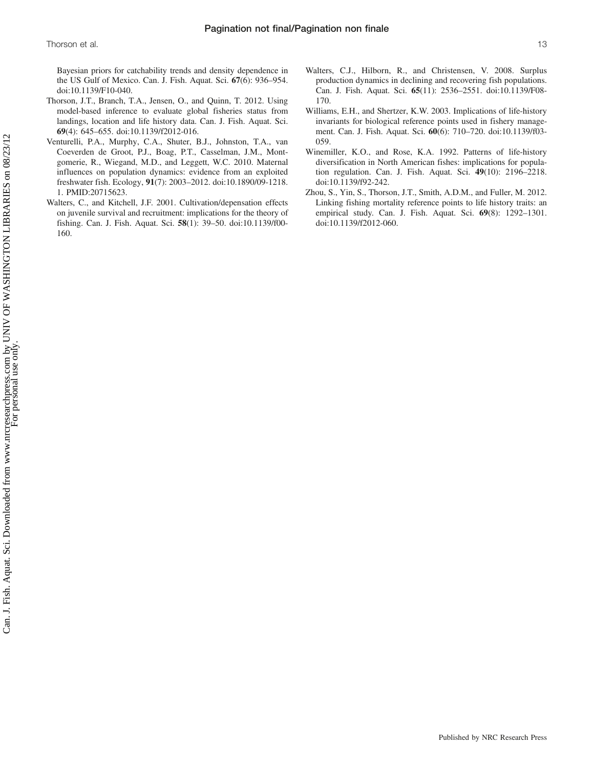Bayesian priors for catchability trends and density dependence in the US Gulf of Mexico. Can. J. Fish. Aquat. Sci. **67**(6): 936–954. doi:10.1139/F10-040.

Thorson, J.T., Branch, T.A., Jensen, O., and Quinn, T. 2012. Using model-based inference to evaluate global fisheries status from landings, location and life history data. Can. J. Fish. Aquat. Sci. **69**(4): 645–655. doi:10.1139/f2012-016.

Venturelli, P.A., Murphy, C.A., Shuter, B.J., Johnston, T.A., van Coeverden de Groot, P.J., Boag, P.T., Casselman, J.M., Montgomerie, R., Wiegand, M.D., and Leggett, W.C. 2010. Maternal influences on population dynamics: evidence from an exploited freshwater fish. Ecology, **91**(7): 2003–2012. doi:10.1890/09-1218.1. PMID:20715623.

Walters, C., and Kitchell, J.F. 2001. Cultivation/depensation effects on juvenile survival and recruitment: implications for the theory of fishing. Can. J. Fish. Aquat. Sci. **58**(1): 39–50. doi:10.1139/f00-160.

Walters, C.J., Hilborn, R., and Christensen, V. 2008. Surplus production dynamics in declining and recovering fish populations. Can. J. Fish. Aquat. Sci. **65**(11): 2536–2551. doi:10.1139/F08-170.

Williams, E.H., and Shertzer, K.W. 2003. Implications of life-history invariants for biological reference points used in fishery management. Can. J. Fish. Aquat. Sci. **60**(6): 710–720. doi:10.1139/f03-059.

Winemiller, K.O., and Rose, K.A. 1992. Patterns of life-history diversification in North American fishes: implications for population regulation. Can. J. Fish. Aquat. Sci. **49**(10): 2196–2218. doi:10.1139/f92-242.

Zhou, S., Yin, S., Thorson, J.T., Smith, A.D.M., and Fuller, M. 2012. Linking fishing mortality reference points to life history traits: an empirical study. Can. J. Fish. Aquat. Sci. **69**(8): 1292–1301. doi:10.1139/f2012-060.